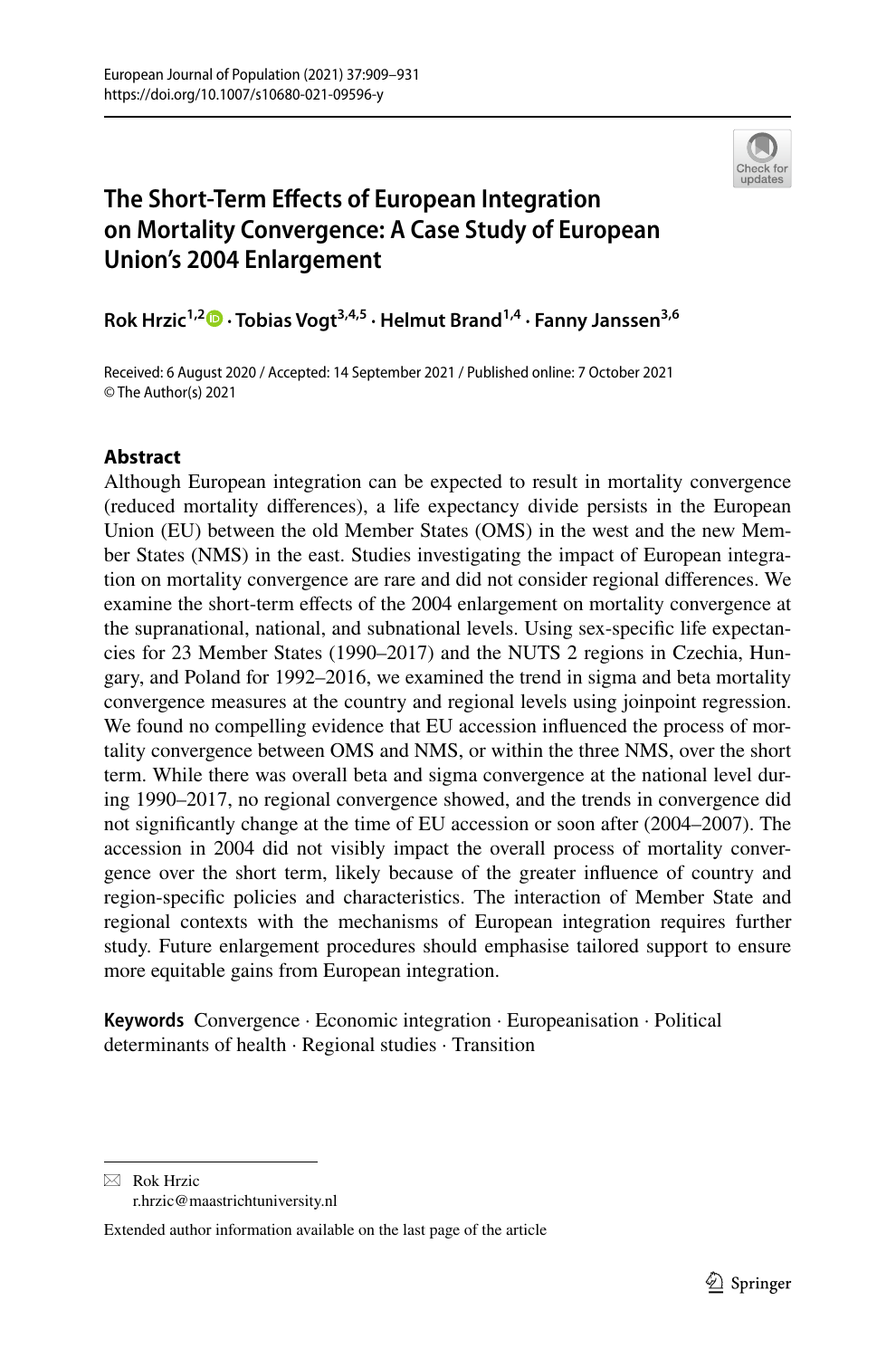# The Short-Term Effects of European Integration on Mortality Convergence: A Case Study of European Union's 2004 Enlargement

**Rok Hrzic[1,2] · Tobias Vogt[3,4,5] · Helmut Brand[1,4] · Fanny Janssen[3,6]**

Received: 6 August 2020 / Accepted: 14 September 2021 / Published online: 7 October 2021
© The Author(s) 2021

## Abstract

Although European integration can be expected to result in mortality convergence (reduced mortality differences), a life expectancy divide persists in the European Union (EU) between the old Member States (OMS) in the west and the new Member States (NMS) in the east. Studies investigating the impact of European integration on mortality convergence are rare and did not consider regional differences. We examine the short-term effects of the 2004 enlargement on mortality convergence at the supranational, national, and subnational levels. Using sex-specific life expectancies for 23 Member States (1990–2017) and the NUTS 2 regions in Czechia, Hungary, and Poland for 1992–2016, we examined the trend in sigma and beta mortality convergence measures at the country and regional levels using joinpoint regression. We found no compelling evidence that EU accession influenced the process of mortality convergence between OMS and NMS, or within the three NMS, over the short term. While there was overall beta and sigma convergence at the national level during 1990–2017, no regional convergence showed, and the trends in convergence did not significantly change at the time of EU accession or soon after (2004–2007). The accession in 2004 did not visibly impact the overall process of mortality convergence over the short term, likely because of the greater influence of country and region-specific policies and characteristics. The interaction of Member State and regional contexts with the mechanisms of European integration requires further study. Future enlargement procedures should emphasise tailored support to ensure more equitable gains from European integration.

**Keywords** Convergence · Economic integration · Europeanisation · Political determinants of health · Regional studies · Transition

---

✉ Rok Hrzic
r.hrzic@maastrichtuniversity.nl

Extended author information available on the last page of the article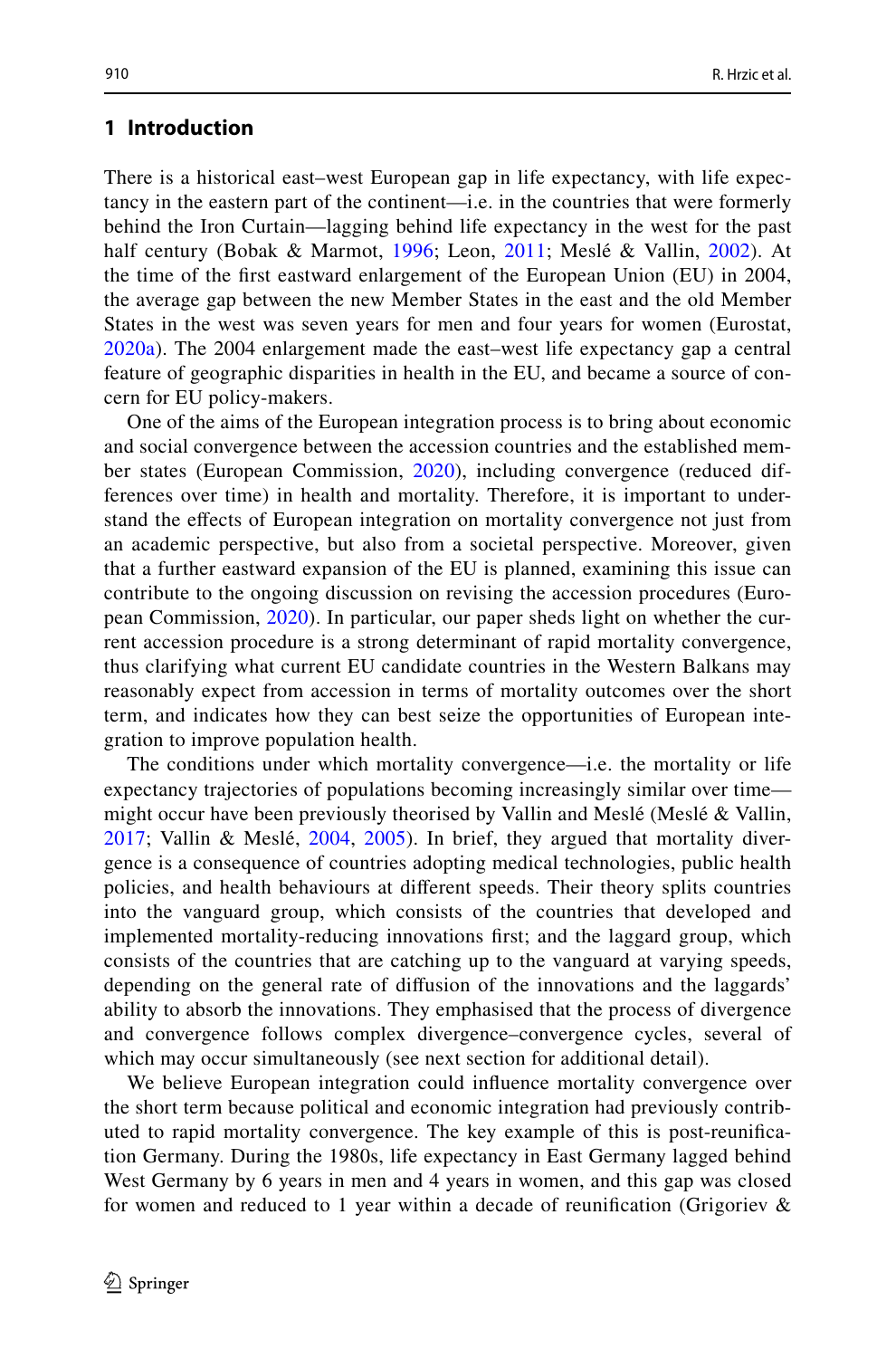## 1 Introduction

There is a historical east–west European gap in life expectancy, with life expectancy in the eastern part of the continent—i.e. in the countries that were formerly behind the Iron Curtain—lagging behind life expectancy in the west for the past half century (Bobak & Marmot, 1996; Leon, 2011; Meslé & Vallin, 2002). At the time of the first eastward enlargement of the European Union (EU) in 2004, the average gap between the new Member States in the east and the old Member States in the west was seven years for men and four years for women (Eurostat, 2020a). The 2004 enlargement made the east–west life expectancy gap a central feature of geographic disparities in health in the EU, and became a source of concern for EU policy-makers.

One of the aims of the European integration process is to bring about economic and social convergence between the accession countries and the established member states (European Commission, 2020), including convergence (reduced differences over time) in health and mortality. Therefore, it is important to understand the effects of European integration on mortality convergence not just from an academic perspective, but also from a societal perspective. Moreover, given that a further eastward expansion of the EU is planned, examining this issue can contribute to the ongoing discussion on revising the accession procedures (European Commission, 2020). In particular, our paper sheds light on whether the current accession procedure is a strong determinant of rapid mortality convergence, thus clarifying what current EU candidate countries in the Western Balkans may reasonably expect from accession in terms of mortality outcomes over the short term, and indicates how they can best seize the opportunities of European integration to improve population health.

The conditions under which mortality convergence—i.e. the mortality or life expectancy trajectories of populations becoming increasingly similar over time—might occur have been previously theorised by Vallin and Meslé (Meslé & Vallin, 2017; Vallin & Meslé, 2004, 2005). In brief, they argued that mortality divergence is a consequence of countries adopting medical technologies, public health policies, and health behaviours at different speeds. Their theory splits countries into the vanguard group, which consists of the countries that developed and implemented mortality-reducing innovations first; and the laggard group, which consists of the countries that are catching up to the vanguard at varying speeds, depending on the general rate of diffusion of the innovations and the laggards' ability to absorb the innovations. They emphasised that the process of divergence and convergence follows complex divergence–convergence cycles, several of which may occur simultaneously (see next section for additional detail).

We believe European integration could influence mortality convergence over the short term because political and economic integration had previously contributed to rapid mortality convergence. The key example of this is post-reunification Germany. During the 1980s, life expectancy in East Germany lagged behind West Germany by 6 years in men and 4 years in women, and this gap was closed for women and reduced to 1 year within a decade of reunification (Grigoriev &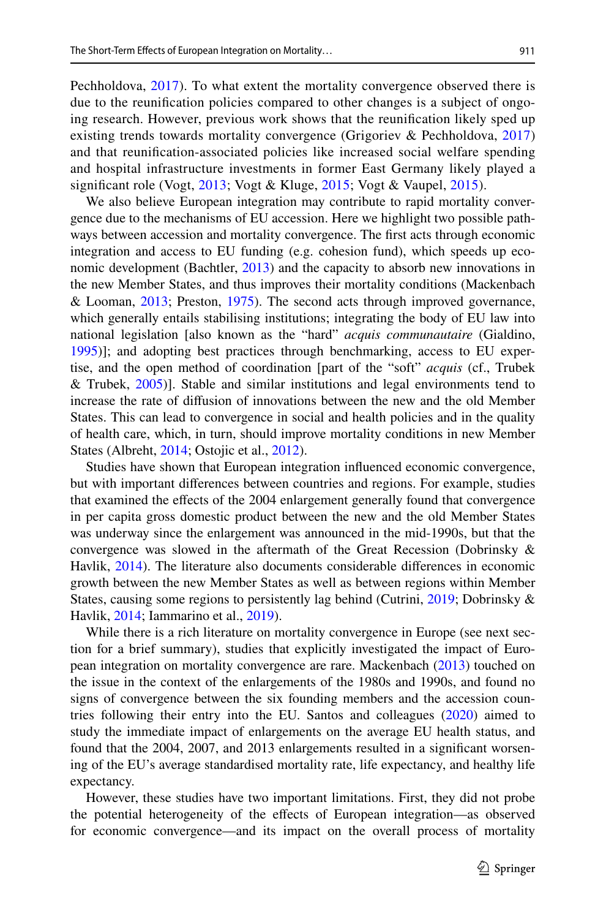Pechholdova, 2017). To what extent the mortality convergence observed there is due to the reunification policies compared to other changes is a subject of ongoing research. However, previous work shows that the reunification likely sped up existing trends towards mortality convergence (Grigoriev & Pechholdova, 2017) and that reunification-associated policies like increased social welfare spending and hospital infrastructure investments in former East Germany likely played a significant role (Vogt, 2013; Vogt & Kluge, 2015; Vogt & Vaupel, 2015).

We also believe European integration may contribute to rapid mortality convergence due to the mechanisms of EU accession. Here we highlight two possible pathways between accession and mortality convergence. The first acts through economic integration and access to EU funding (e.g. cohesion fund), which speeds up economic development (Bachtler, 2013) and the capacity to absorb new innovations in the new Member States, and thus improves their mortality conditions (Mackenbach & Looman, 2013; Preston, 1975). The second acts through improved governance, which generally entails stabilising institutions; integrating the body of EU law into national legislation [also known as the "hard" *acquis communautaire* (Gialdino, 1995)]; and adopting best practices through benchmarking, access to EU expertise, and the open method of coordination [part of the "soft" *acquis* (cf., Trubek & Trubek, 2005)]. Stable and similar institutions and legal environments tend to increase the rate of diffusion of innovations between the new and the old Member States. This can lead to convergence in social and health policies and in the quality of health care, which, in turn, should improve mortality conditions in new Member States (Albreht, 2014; Ostojic et al., 2012).

Studies have shown that European integration influenced economic convergence, but with important differences between countries and regions. For example, studies that examined the effects of the 2004 enlargement generally found that convergence in per capita gross domestic product between the new and the old Member States was underway since the enlargement was announced in the mid-1990s, but that the convergence was slowed in the aftermath of the Great Recession (Dobrinsky & Havlik, 2014). The literature also documents considerable differences in economic growth between the new Member States as well as between regions within Member States, causing some regions to persistently lag behind (Cutrini, 2019; Dobrinsky & Havlik, 2014; Iammarino et al., 2019).

While there is a rich literature on mortality convergence in Europe (see next section for a brief summary), studies that explicitly investigated the impact of European integration on mortality convergence are rare. Mackenbach (2013) touched on the issue in the context of the enlargements of the 1980s and 1990s, and found no signs of convergence between the six founding members and the accession countries following their entry into the EU. Santos and colleagues (2020) aimed to study the immediate impact of enlargements on the average EU health status, and found that the 2004, 2007, and 2013 enlargements resulted in a significant worsening of the EU's average standardised mortality rate, life expectancy, and healthy life expectancy.

However, these studies have two important limitations. First, they did not probe the potential heterogeneity of the effects of European integration—as observed for economic convergence—and its impact on the overall process of mortality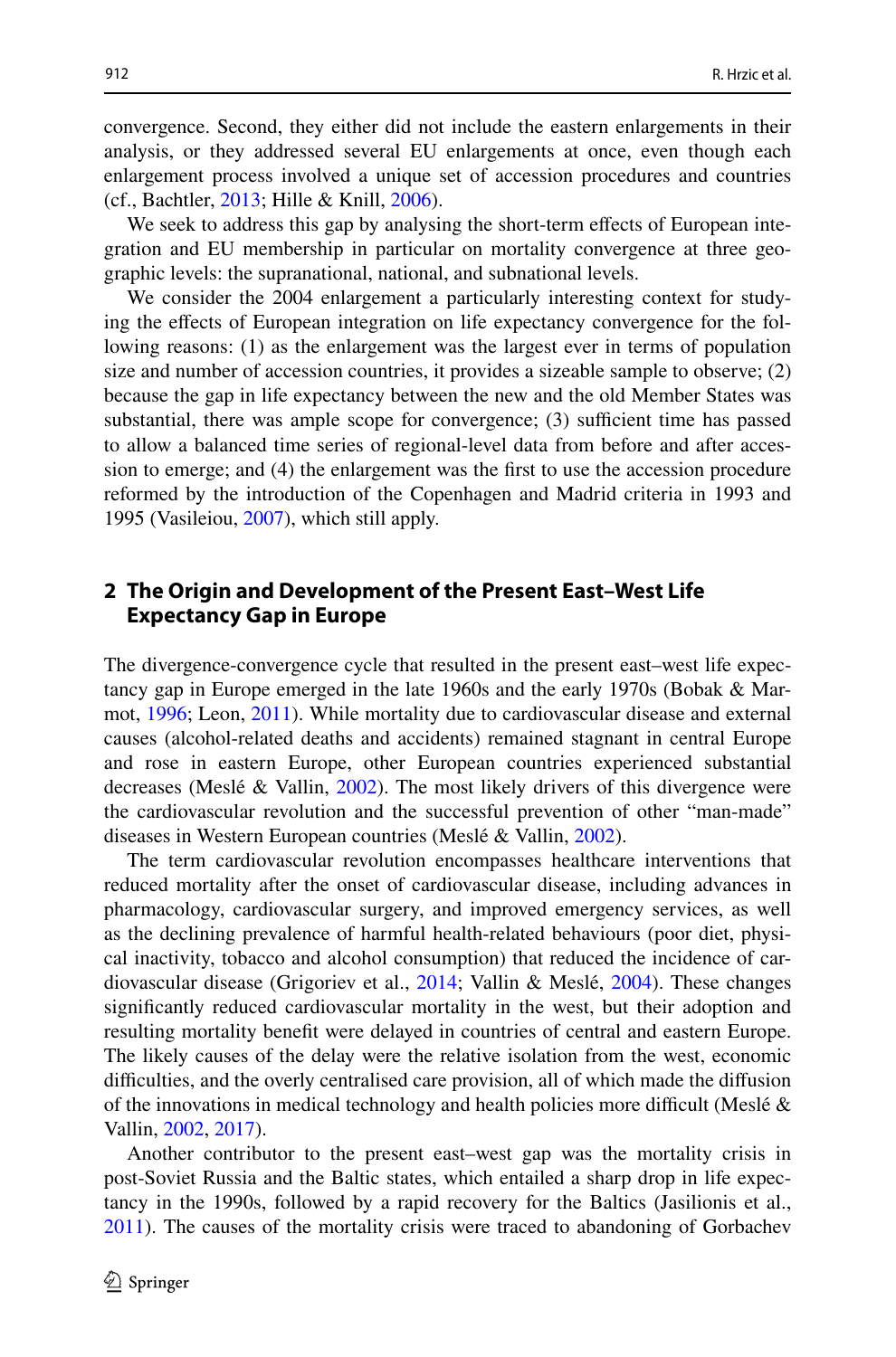convergence. Second, they either did not include the eastern enlargements in their analysis, or they addressed several EU enlargements at once, even though each enlargement process involved a unique set of accession procedures and countries (cf., Bachtler, 2013; Hille & Knill, 2006).

We seek to address this gap by analysing the short-term effects of European integration and EU membership in particular on mortality convergence at three geographic levels: the supranational, national, and subnational levels.

We consider the 2004 enlargement a particularly interesting context for studying the effects of European integration on life expectancy convergence for the following reasons: (1) as the enlargement was the largest ever in terms of population size and number of accession countries, it provides a sizeable sample to observe; (2) because the gap in life expectancy between the new and the old Member States was substantial, there was ample scope for convergence; (3) sufficient time has passed to allow a balanced time series of regional-level data from before and after accession to emerge; and (4) the enlargement was the first to use the accession procedure reformed by the introduction of the Copenhagen and Madrid criteria in 1993 and 1995 (Vasileiou, 2007), which still apply.

## 2 The Origin and Development of the Present East–West Life Expectancy Gap in Europe

The divergence-convergence cycle that resulted in the present east–west life expectancy gap in Europe emerged in the late 1960s and the early 1970s (Bobak & Marmot, 1996; Leon, 2011). While mortality due to cardiovascular disease and external causes (alcohol-related deaths and accidents) remained stagnant in central Europe and rose in eastern Europe, other European countries experienced substantial decreases (Meslé & Vallin, 2002). The most likely drivers of this divergence were the cardiovascular revolution and the successful prevention of other "man-made" diseases in Western European countries (Meslé & Vallin, 2002).

The term cardiovascular revolution encompasses healthcare interventions that reduced mortality after the onset of cardiovascular disease, including advances in pharmacology, cardiovascular surgery, and improved emergency services, as well as the declining prevalence of harmful health-related behaviours (poor diet, physical inactivity, tobacco and alcohol consumption) that reduced the incidence of cardiovascular disease (Grigoriev et al., 2014; Vallin & Meslé, 2004). These changes significantly reduced cardiovascular mortality in the west, but their adoption and resulting mortality benefit were delayed in countries of central and eastern Europe. The likely causes of the delay were the relative isolation from the west, economic difficulties, and the overly centralised care provision, all of which made the diffusion of the innovations in medical technology and health policies more difficult (Meslé & Vallin, 2002, 2017).

Another contributor to the present east–west gap was the mortality crisis in post-Soviet Russia and the Baltic states, which entailed a sharp drop in life expectancy in the 1990s, followed by a rapid recovery for the Baltics (Jasilionis et al., 2011). The causes of the mortality crisis were traced to abandoning of Gorbachev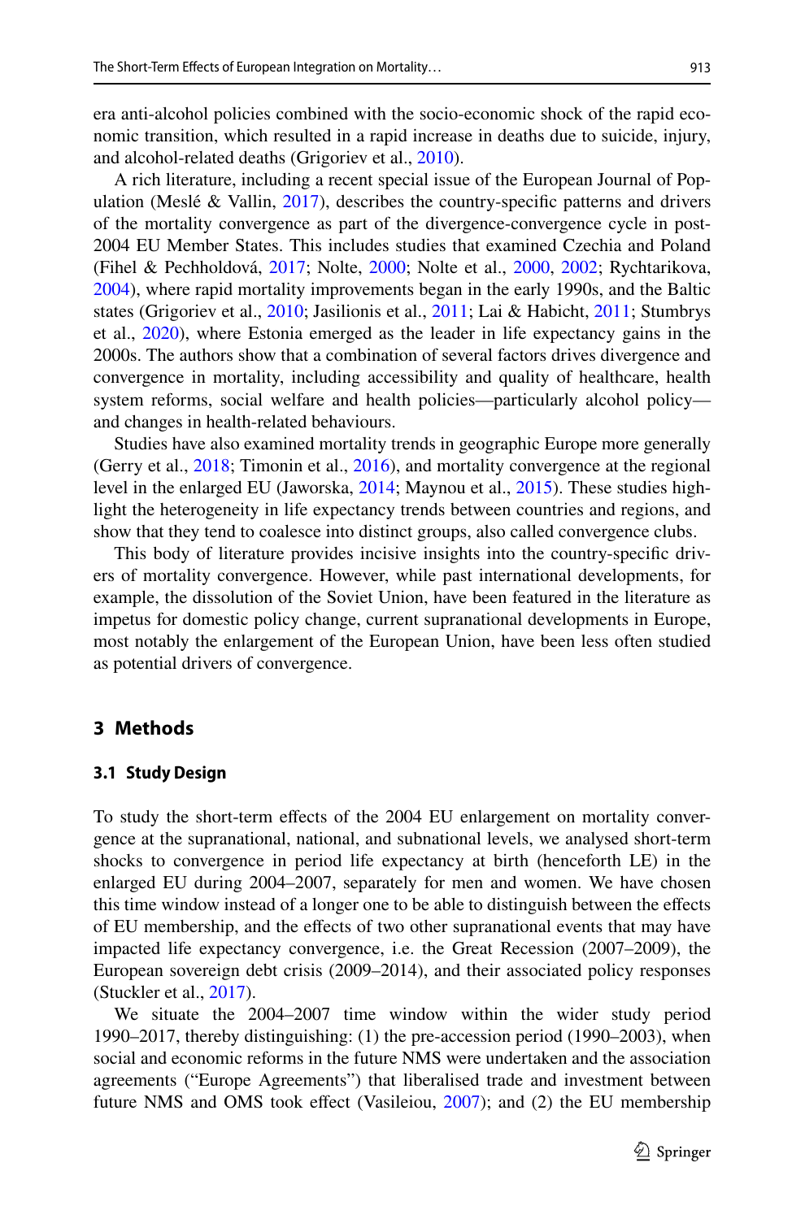era anti-alcohol policies combined with the socio-economic shock of the rapid economic transition, which resulted in a rapid increase in deaths due to suicide, injury, and alcohol-related deaths (Grigoriev et al., 2010).

A rich literature, including a recent special issue of the European Journal of Population (Meslé & Vallin, 2017), describes the country-specific patterns and drivers of the mortality convergence as part of the divergence-convergence cycle in post-2004 EU Member States. This includes studies that examined Czechia and Poland (Fihel & Pechholdová, 2017; Nolte, 2000; Nolte et al., 2000, 2002; Rychtarikova, 2004), where rapid mortality improvements began in the early 1990s, and the Baltic states (Grigoriev et al., 2010; Jasilionis et al., 2011; Lai & Habicht, 2011; Stumbrys et al., 2020), where Estonia emerged as the leader in life expectancy gains in the 2000s. The authors show that a combination of several factors drives divergence and convergence in mortality, including accessibility and quality of healthcare, health system reforms, social welfare and health policies—particularly alcohol policy—and changes in health-related behaviours.

Studies have also examined mortality trends in geographic Europe more generally (Gerry et al., 2018; Timonin et al., 2016), and mortality convergence at the regional level in the enlarged EU (Jaworska, 2014; Maynou et al., 2015). These studies highlight the heterogeneity in life expectancy trends between countries and regions, and show that they tend to coalesce into distinct groups, also called convergence clubs.

This body of literature provides incisive insights into the country-specific drivers of mortality convergence. However, while past international developments, for example, the dissolution of the Soviet Union, have been featured in the literature as impetus for domestic policy change, current supranational developments in Europe, most notably the enlargement of the European Union, have been less often studied as potential drivers of convergence.

## 3 Methods

### 3.1 Study Design

To study the short-term effects of the 2004 EU enlargement on mortality convergence at the supranational, national, and subnational levels, we analysed short-term shocks to convergence in period life expectancy at birth (henceforth LE) in the enlarged EU during 2004–2007, separately for men and women. We have chosen this time window instead of a longer one to be able to distinguish between the effects of EU membership, and the effects of two other supranational events that may have impacted life expectancy convergence, i.e. the Great Recession (2007–2009), the European sovereign debt crisis (2009–2014), and their associated policy responses (Stuckler et al., 2017).

We situate the 2004–2007 time window within the wider study period 1990–2017, thereby distinguishing: (1) the pre-accession period (1990–2003), when social and economic reforms in the future NMS were undertaken and the association agreements ("Europe Agreements") that liberalised trade and investment between future NMS and OMS took effect (Vasileiou, 2007); and (2) the EU membership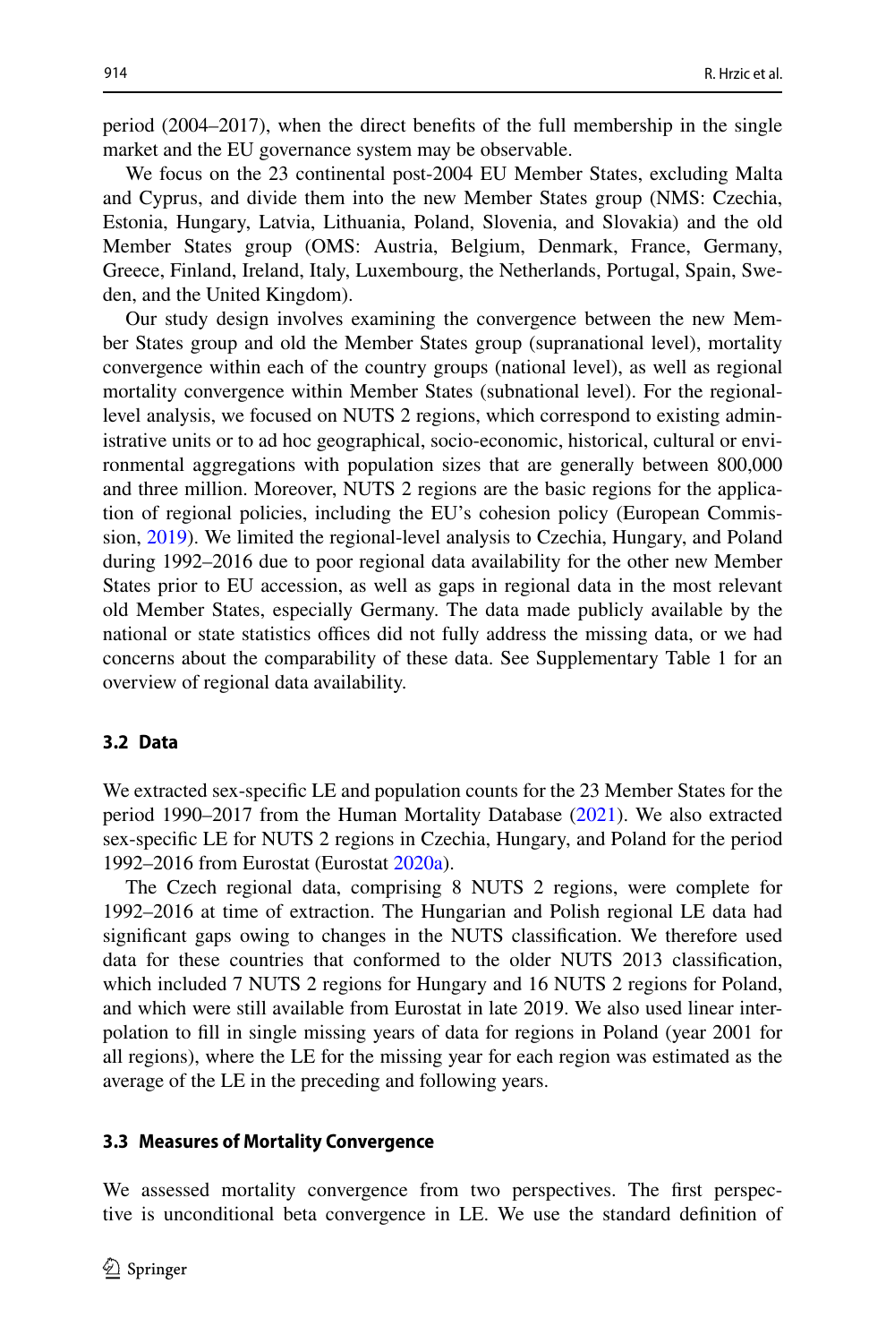period (2004–2017), when the direct benefits of the full membership in the single market and the EU governance system may be observable.

We focus on the 23 continental post-2004 EU Member States, excluding Malta and Cyprus, and divide them into the new Member States group (NMS: Czechia, Estonia, Hungary, Latvia, Lithuania, Poland, Slovenia, and Slovakia) and the old Member States group (OMS: Austria, Belgium, Denmark, France, Germany, Greece, Finland, Ireland, Italy, Luxembourg, the Netherlands, Portugal, Spain, Sweden, and the United Kingdom).

Our study design involves examining the convergence between the new Member States group and old the Member States group (supranational level), mortality convergence within each of the country groups (national level), as well as regional mortality convergence within Member States (subnational level). For the regional-level analysis, we focused on NUTS 2 regions, which correspond to existing administrative units or to ad hoc geographical, socio-economic, historical, cultural or environmental aggregations with population sizes that are generally between 800,000 and three million. Moreover, NUTS 2 regions are the basic regions for the application of regional policies, including the EU's cohesion policy (European Commission, 2019). We limited the regional-level analysis to Czechia, Hungary, and Poland during 1992–2016 due to poor regional data availability for the other new Member States prior to EU accession, as well as gaps in regional data in the most relevant old Member States, especially Germany. The data made publicly available by the national or state statistics offices did not fully address the missing data, or we had concerns about the comparability of these data. See Supplementary Table 1 for an overview of regional data availability.

### 3.2 Data

We extracted sex-specific LE and population counts for the 23 Member States for the period 1990–2017 from the Human Mortality Database (2021). We also extracted sex-specific LE for NUTS 2 regions in Czechia, Hungary, and Poland for the period 1992–2016 from Eurostat (Eurostat 2020a).

The Czech regional data, comprising 8 NUTS 2 regions, were complete for 1992–2016 at time of extraction. The Hungarian and Polish regional LE data had significant gaps owing to changes in the NUTS classification. We therefore used data for these countries that conformed to the older NUTS 2013 classification, which included 7 NUTS 2 regions for Hungary and 16 NUTS 2 regions for Poland, and which were still available from Eurostat in late 2019. We also used linear interpolation to fill in single missing years of data for regions in Poland (year 2001 for all regions), where the LE for the missing year for each region was estimated as the average of the LE in the preceding and following years.

### 3.3 Measures of Mortality Convergence

We assessed mortality convergence from two perspectives. The first perspective is unconditional beta convergence in LE. We use the standard definition of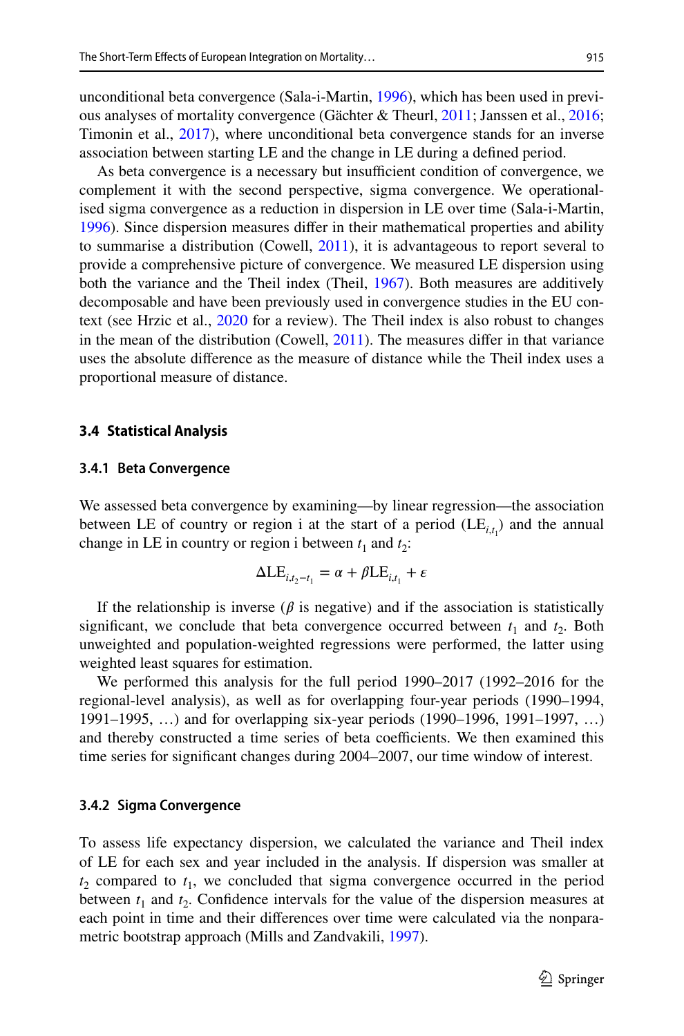unconditional beta convergence (Sala-i-Martin, 1996), which has been used in previous analyses of mortality convergence (Gächter & Theurl, 2011; Janssen et al., 2016; Timonin et al., 2017), where unconditional beta convergence stands for an inverse association between starting LE and the change in LE during a defined period.

As beta convergence is a necessary but insufficient condition of convergence, we complement it with the second perspective, sigma convergence. We operationalised sigma convergence as a reduction in dispersion in LE over time (Sala-i-Martin, 1996). Since dispersion measures differ in their mathematical properties and ability to summarise a distribution (Cowell, 2011), it is advantageous to report several to provide a comprehensive picture of convergence. We measured LE dispersion using both the variance and the Theil index (Theil, 1967). Both measures are additively decomposable and have been previously used in convergence studies in the EU context (see Hrzic et al., 2020 for a review). The Theil index is also robust to changes in the mean of the distribution (Cowell, 2011). The measures differ in that variance uses the absolute difference as the measure of distance while the Theil index uses a proportional measure of distance.

### 3.4 Statistical Analysis

#### 3.4.1 Beta Convergence

We assessed beta convergence by examining—by linear regression—the association between LE of country or region i at the start of a period ($\text{LE}_{i,t_1}$) and the annual change in LE in country or region i between $t_1$ and $t_2$:

$$\Delta\text{LE}_{i,t_2-t_1} = \alpha + \beta\text{LE}_{i,t_1} + \varepsilon$$

If the relationship is inverse ($\beta$ is negative) and if the association is statistically significant, we conclude that beta convergence occurred between $t_1$ and $t_2$. Both unweighted and population-weighted regressions were performed, the latter using weighted least squares for estimation.

We performed this analysis for the full period 1990–2017 (1992–2016 for the regional-level analysis), as well as for overlapping four-year periods (1990–1994, 1991–1995, …) and for overlapping six-year periods (1990–1996, 1991–1997, …) and thereby constructed a time series of beta coefficients. We then examined this time series for significant changes during 2004–2007, our time window of interest.

#### 3.4.2 Sigma Convergence

To assess life expectancy dispersion, we calculated the variance and Theil index of LE for each sex and year included in the analysis. If dispersion was smaller at $t_2$ compared to $t_1$, we concluded that sigma convergence occurred in the period between $t_1$ and $t_2$. Confidence intervals for the value of the dispersion measures at each point in time and their differences over time were calculated via the nonparametric bootstrap approach (Mills and Zandvakili, 1997).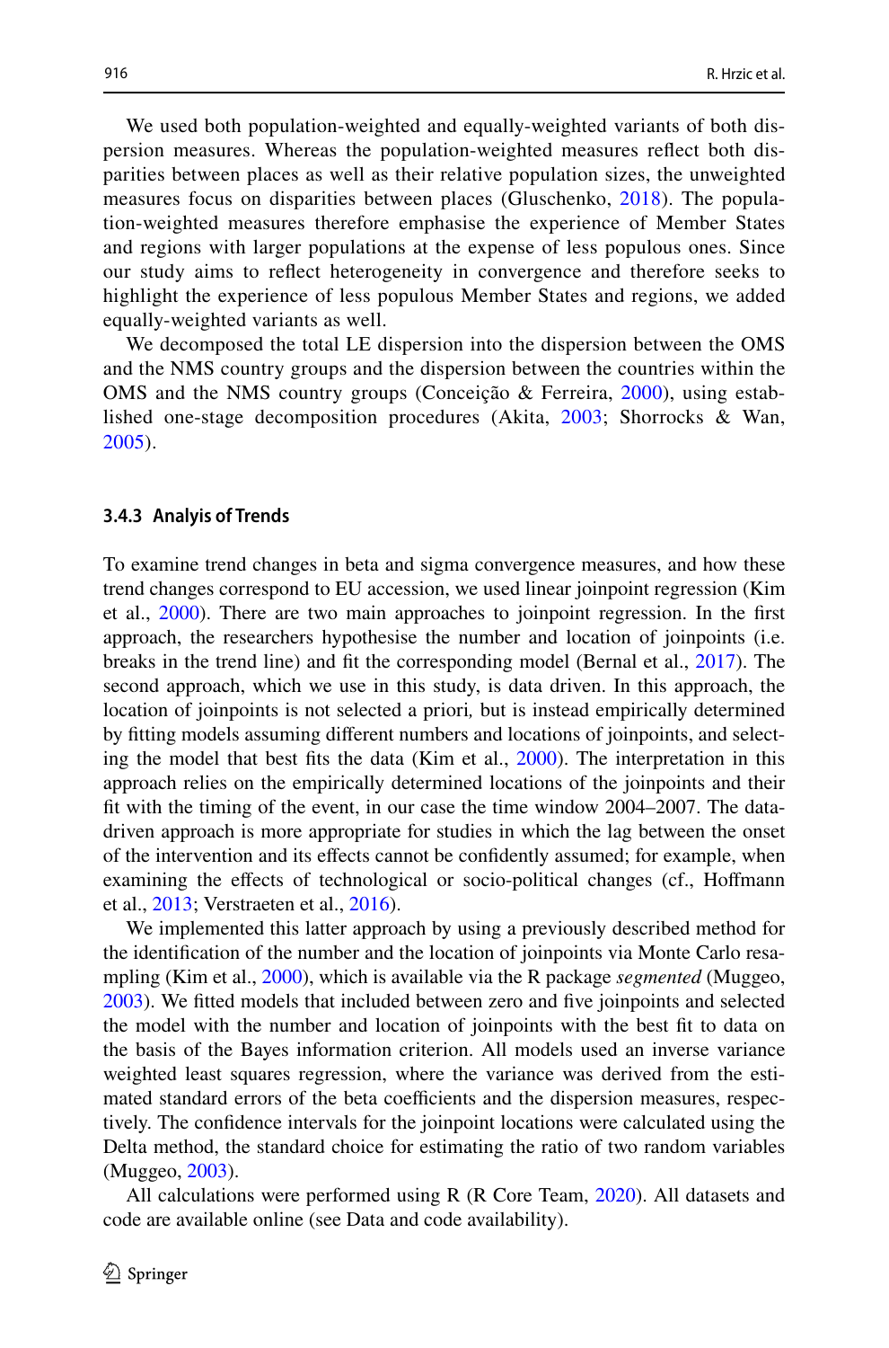We used both population-weighted and equally-weighted variants of both dispersion measures. Whereas the population-weighted measures reflect both disparities between places as well as their relative population sizes, the unweighted measures focus on disparities between places (Gluschenko, 2018). The population-weighted measures therefore emphasise the experience of Member States and regions with larger populations at the expense of less populous ones. Since our study aims to reflect heterogeneity in convergence and therefore seeks to highlight the experience of less populous Member States and regions, we added equally-weighted variants as well.

We decomposed the total LE dispersion into the dispersion between the OMS and the NMS country groups and the dispersion between the countries within the OMS and the NMS country groups (Conceição & Ferreira, 2000), using established one-stage decomposition procedures (Akita, 2003; Shorrocks & Wan, 2005).

### 3.4.3 Analysis of Trends

To examine trend changes in beta and sigma convergence measures, and how these trend changes correspond to EU accession, we used linear joinpoint regression (Kim et al., 2000). There are two main approaches to joinpoint regression. In the first approach, the researchers hypothesise the number and location of joinpoints (i.e. breaks in the trend line) and fit the corresponding model (Bernal et al., 2017). The second approach, which we use in this study, is data driven. In this approach, the location of joinpoints is not selected a priori, but is instead empirically determined by fitting models assuming different numbers and locations of joinpoints, and selecting the model that best fits the data (Kim et al., 2000). The interpretation in this approach relies on the empirically determined locations of the joinpoints and their fit with the timing of the event, in our case the time window 2004–2007. The data-driven approach is more appropriate for studies in which the lag between the onset of the intervention and its effects cannot be confidently assumed; for example, when examining the effects of technological or socio-political changes (cf., Hoffmann et al., 2013; Verstraeten et al., 2016).

We implemented this latter approach by using a previously described method for the identification of the number and the location of joinpoints via Monte Carlo resampling (Kim et al., 2000), which is available via the R package *segmented* (Muggeo, 2003). We fitted models that included between zero and five joinpoints and selected the model with the number and location of joinpoints with the best fit to data on the basis of the Bayes information criterion. All models used an inverse variance weighted least squares regression, where the variance was derived from the estimated standard errors of the beta coefficients and the dispersion measures, respectively. The confidence intervals for the joinpoint locations were calculated using the Delta method, the standard choice for estimating the ratio of two random variables (Muggeo, 2003).

All calculations were performed using R (R Core Team, 2020). All datasets and code are available online (see Data and code availability).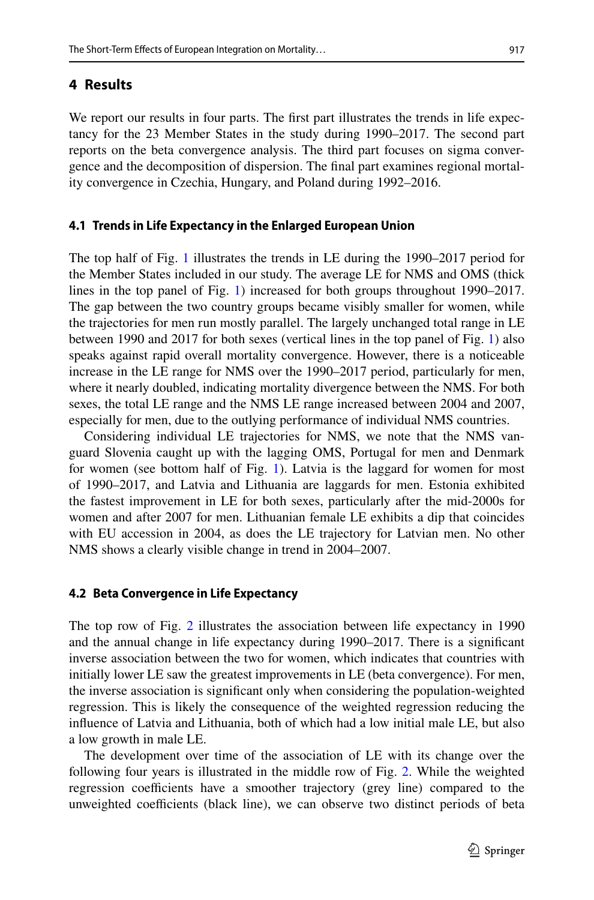## 4 Results

We report our results in four parts. The first part illustrates the trends in life expectancy for the 23 Member States in the study during 1990–2017. The second part reports on the beta convergence analysis. The third part focuses on sigma convergence and the decomposition of dispersion. The final part examines regional mortality convergence in Czechia, Hungary, and Poland during 1992–2016.

### 4.1 Trends in Life Expectancy in the Enlarged European Union

The top half of Fig. 1 illustrates the trends in LE during the 1990–2017 period for the Member States included in our study. The average LE for NMS and OMS (thick lines in the top panel of Fig. 1) increased for both groups throughout 1990–2017. The gap between the two country groups became visibly smaller for women, while the trajectories for men run mostly parallel. The largely unchanged total range in LE between 1990 and 2017 for both sexes (vertical lines in the top panel of Fig. 1) also speaks against rapid overall mortality convergence. However, there is a noticeable increase in the LE range for NMS over the 1990–2017 period, particularly for men, where it nearly doubled, indicating mortality divergence between the NMS. For both sexes, the total LE range and the NMS LE range increased between 2004 and 2007, especially for men, due to the outlying performance of individual NMS countries.

Considering individual LE trajectories for NMS, we note that the NMS vanguard Slovenia caught up with the lagging OMS, Portugal for men and Denmark for women (see bottom half of Fig. 1). Latvia is the laggard for women for most of 1990–2017, and Latvia and Lithuania are laggards for men. Estonia exhibited the fastest improvement in LE for both sexes, particularly after the mid-2000s for women and after 2007 for men. Lithuanian female LE exhibits a dip that coincides with EU accession in 2004, as does the LE trajectory for Latvian men. No other NMS shows a clearly visible change in trend in 2004–2007.

### 4.2 Beta Convergence in Life Expectancy

The top row of Fig. 2 illustrates the association between life expectancy in 1990 and the annual change in life expectancy during 1990–2017. There is a significant inverse association between the two for women, which indicates that countries with initially lower LE saw the greatest improvements in LE (beta convergence). For men, the inverse association is significant only when considering the population-weighted regression. This is likely the consequence of the weighted regression reducing the influence of Latvia and Lithuania, both of which had a low initial male LE, but also a low growth in male LE.

The development over time of the association of LE with its change over the following four years is illustrated in the middle row of Fig. 2. While the weighted regression coefficients have a smoother trajectory (grey line) compared to the unweighted coefficients (black line), we can observe two distinct periods of beta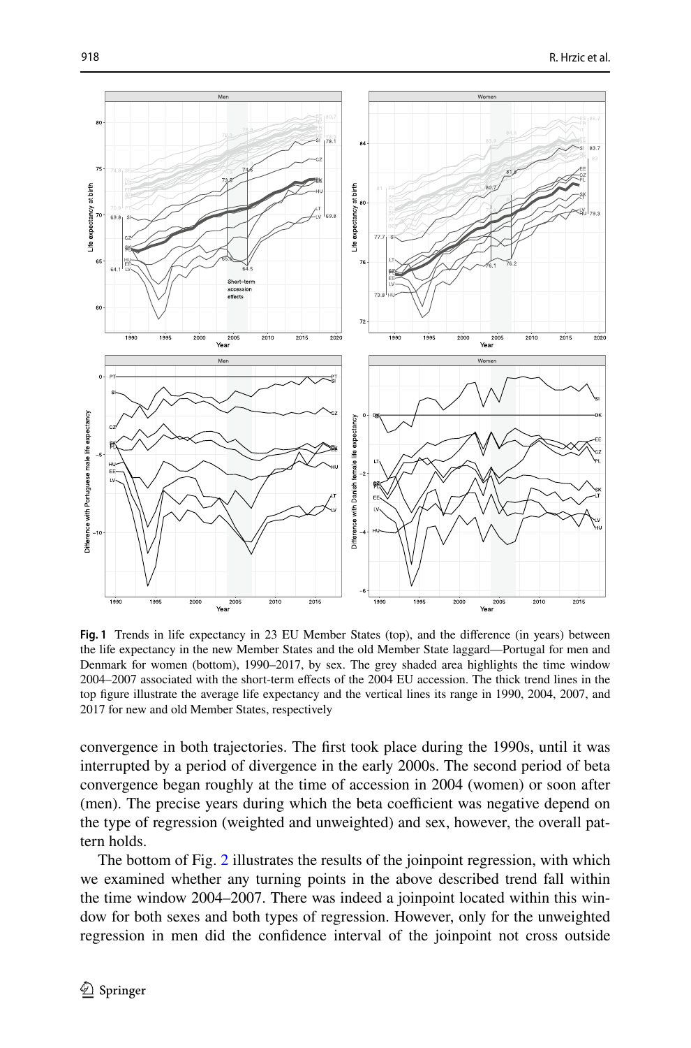**Fig. 1** Trends in life expectancy in 23 EU Member States (top), and the difference (in years) between the life expectancy in the new Member States and the old Member State laggard—Portugal for men and Denmark for women (bottom), 1990–2017, by sex. The grey shaded area highlights the time window 2004–2007 associated with the short-term effects of the 2004 EU accession. The thick trend lines in the top figure illustrate the average life expectancy and the vertical lines its range in 1990, 2004, 2007, and 2017 for new and old Member States, respectively

convergence in both trajectories. The first took place during the 1990s, until it was interrupted by a period of divergence in the early 2000s. The second period of beta convergence began roughly at the time of accession in 2004 (women) or soon after (men). The precise years during which the beta coefficient was negative depend on the type of regression (weighted and unweighted) and sex, however, the overall pattern holds.

The bottom of Fig. 2 illustrates the results of the joinpoint regression, with which we examined whether any turning points in the above described trend fall within the time window 2004–2007. There was indeed a joinpoint located within this window for both sexes and both types of regression. However, only for the unweighted regression in men did the confidence interval of the joinpoint not cross outside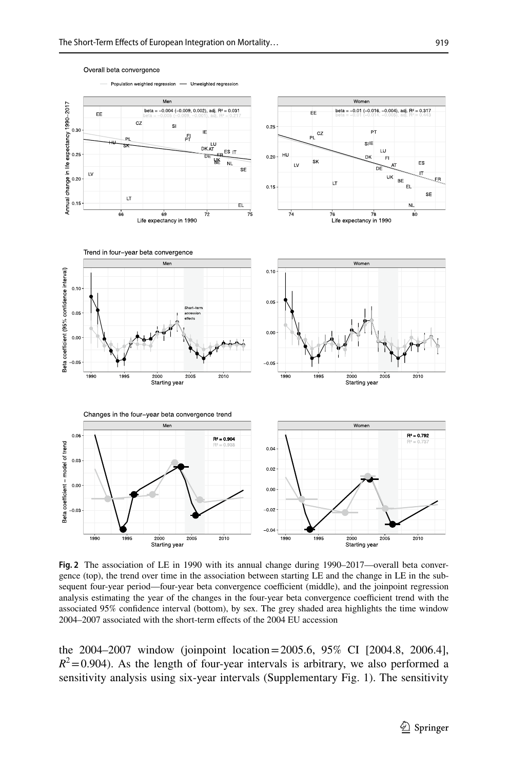**Fig. 2** The association of LE in 1990 with its annual change during 1990–2017—overall beta convergence (top), the trend over time in the association between starting LE and the change in LE in the subsequent four-year period—four-year beta convergence coefficient (middle), and the joinpoint regression analysis estimating the year of the changes in the four-year beta convergence coefficient trend with the associated 95% confidence interval (bottom), by sex. The grey shaded area highlights the time window 2004–2007 associated with the short-term effects of the 2004 EU accession

the 2004–2007 window (joinpoint location = 2005.6, 95% CI [2004.8, 2006.4], $R^2 = 0.904$). As the length of four-year intervals is arbitrary, we also performed a sensitivity analysis using six-year intervals (Supplementary Fig. 1). The sensitivity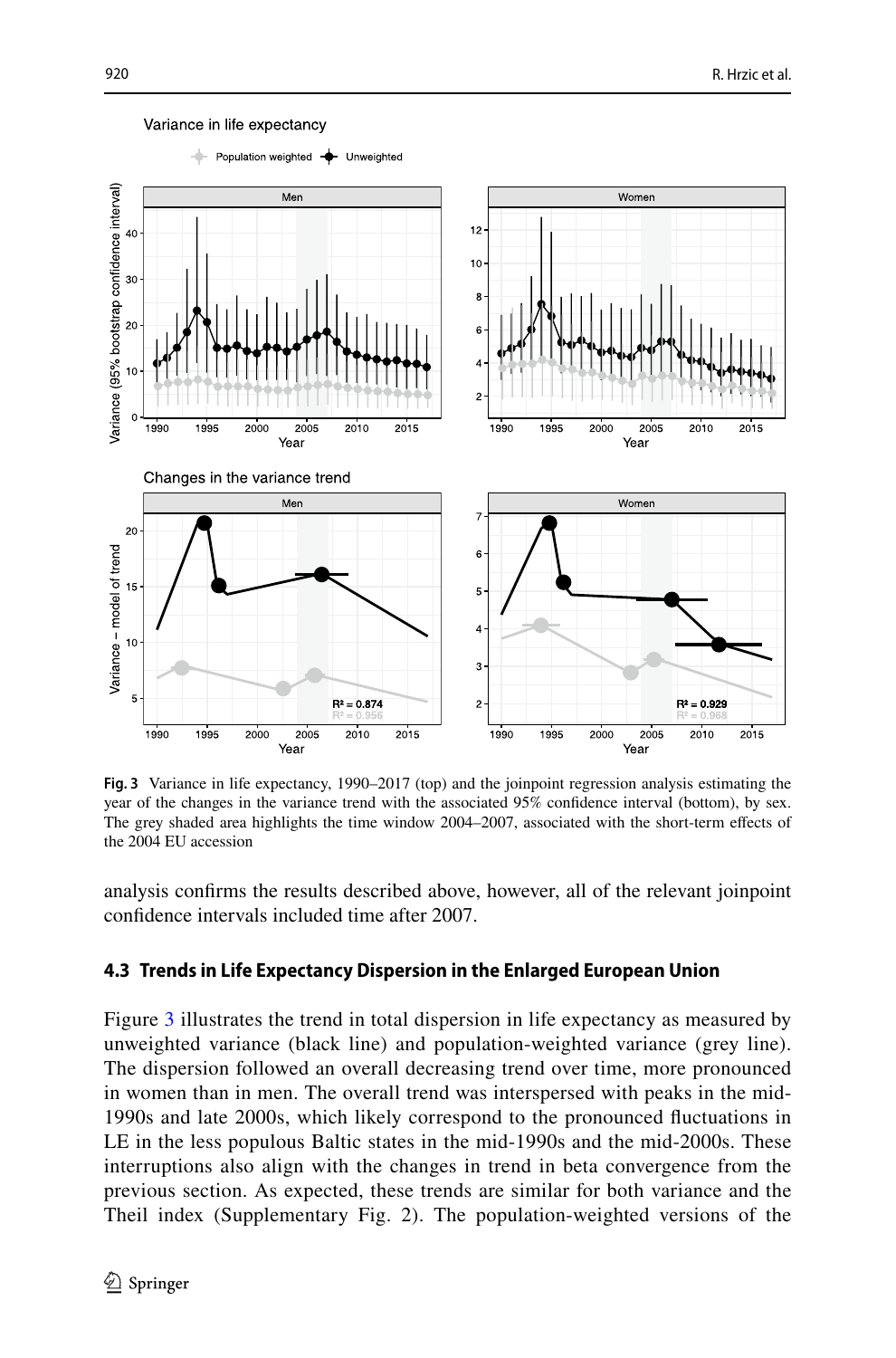**Fig. 3** Variance in life expectancy, 1990–2017 (top) and the joinpoint regression analysis estimating the year of the changes in the variance trend with the associated 95% confidence interval (bottom), by sex. The grey shaded area highlights the time window 2004–2007, associated with the short-term effects of the 2004 EU accession

analysis confirms the results described above, however, all of the relevant joinpoint confidence intervals included time after 2007.

### 4.3 Trends in Life Expectancy Dispersion in the Enlarged European Union

Figure 3 illustrates the trend in total dispersion in life expectancy as measured by unweighted variance (black line) and population-weighted variance (grey line). The dispersion followed an overall decreasing trend over time, more pronounced in women than in men. The overall trend was interspersed with peaks in the mid-1990s and late 2000s, which likely correspond to the pronounced fluctuations in LE in the less populous Baltic states in the mid-1990s and the mid-2000s. These interruptions also align with the changes in trend in beta convergence from the previous section. As expected, these trends are similar for both variance and the Theil index (Supplementary Fig. 2). The population-weighted versions of the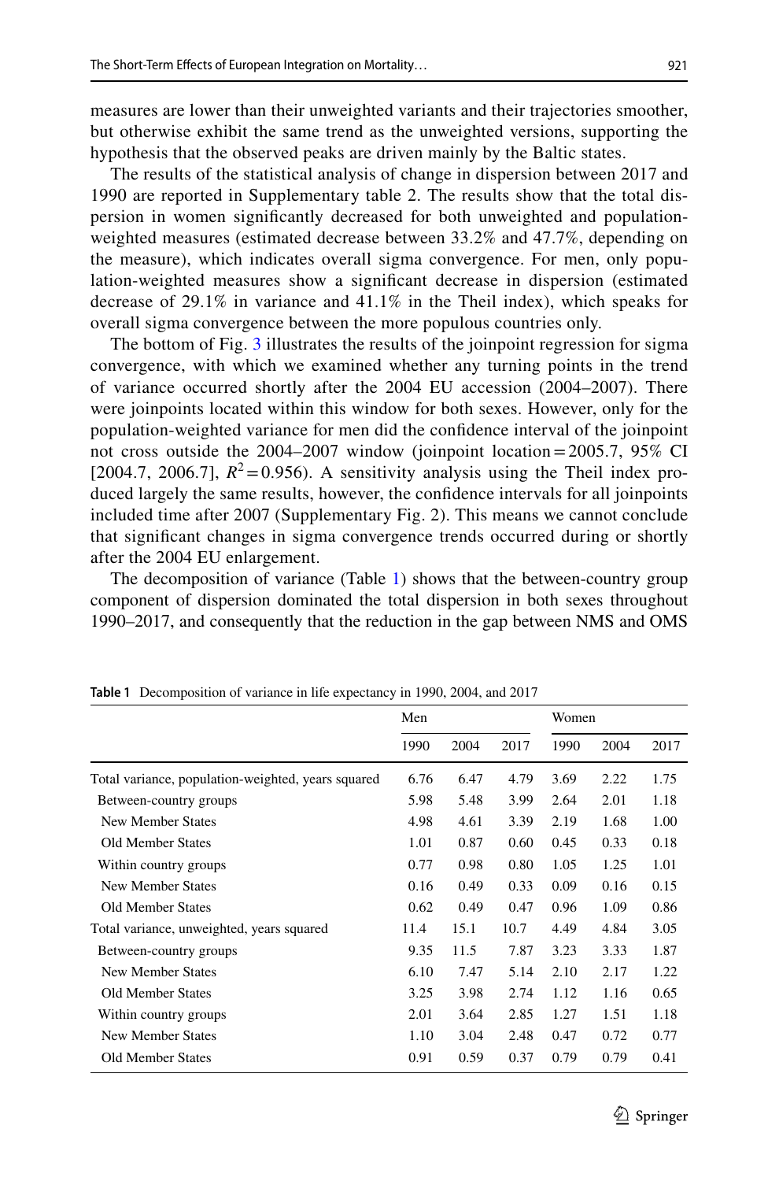measures are lower than their unweighted variants and their trajectories smoother, but otherwise exhibit the same trend as the unweighted versions, supporting the hypothesis that the observed peaks are driven mainly by the Baltic states.

The results of the statistical analysis of change in dispersion between 2017 and 1990 are reported in Supplementary table 2. The results show that the total dispersion in women significantly decreased for both unweighted and population-weighted measures (estimated decrease between 33.2% and 47.7%, depending on the measure), which indicates overall sigma convergence. For men, only population-weighted measures show a significant decrease in dispersion (estimated decrease of 29.1% in variance and 41.1% in the Theil index), which speaks for overall sigma convergence between the more populous countries only.

The bottom of Fig. 3 illustrates the results of the joinpoint regression for sigma convergence, with which we examined whether any turning points in the trend of variance occurred shortly after the 2004 EU accession (2004–2007). There were joinpoints located within this window for both sexes. However, only for the population-weighted variance for men did the confidence interval of the joinpoint not cross outside the 2004–2007 window (joinpoint location = 2005.7, 95% CI [2004.7, 2006.7], $R^2$ = 0.956). A sensitivity analysis using the Theil index produced largely the same results, however, the confidence intervals for all joinpoints included time after 2007 (Supplementary Fig. 2). This means we cannot conclude that significant changes in sigma convergence trends occurred during or shortly after the 2004 EU enlargement.

The decomposition of variance (Table 1) shows that the between-country group component of dispersion dominated the total dispersion in both sexes throughout 1990–2017, and consequently that the reduction in the gap between NMS and OMS

**Table 1** Decomposition of variance in life expectancy in 1990, 2004, and 2017

| | Men | | | Women | | |
|---|---|---|---|---|---|---|
| | 1990 | 2004 | 2017 | 1990 | 2004 | 2017 |
| Total variance, population-weighted, years squared | 6.76 | 6.47 | 4.79 | 3.69 | 2.22 | 1.75 |
| Between-country groups | 5.98 | 5.48 | 3.99 | 2.64 | 2.01 | 1.18 |
| New Member States | 4.98 | 4.61 | 3.39 | 2.19 | 1.68 | 1.00 |
| Old Member States | 1.01 | 0.87 | 0.60 | 0.45 | 0.33 | 0.18 |
| Within country groups | 0.77 | 0.98 | 0.80 | 1.05 | 1.25 | 1.01 |
| New Member States | 0.16 | 0.49 | 0.33 | 0.09 | 0.16 | 0.15 |
| Old Member States | 0.62 | 0.49 | 0.47 | 0.96 | 1.09 | 0.86 |
| Total variance, unweighted, years squared | 11.4 | 15.1 | 10.7 | 4.49 | 4.84 | 3.05 |
| Between-country groups | 9.35 | 11.5 | 7.87 | 3.23 | 3.33 | 1.87 |
| New Member States | 6.10 | 7.47 | 5.14 | 2.10 | 2.17 | 1.22 |
| Old Member States | 3.25 | 3.98 | 2.74 | 1.12 | 1.16 | 0.65 |
| Within country groups | 2.01 | 3.64 | 2.85 | 1.27 | 1.51 | 1.18 |
| New Member States | 1.10 | 3.04 | 2.48 | 0.47 | 0.72 | 0.77 |
| Old Member States | 0.91 | 0.59 | 0.37 | 0.79 | 0.79 | 0.41 |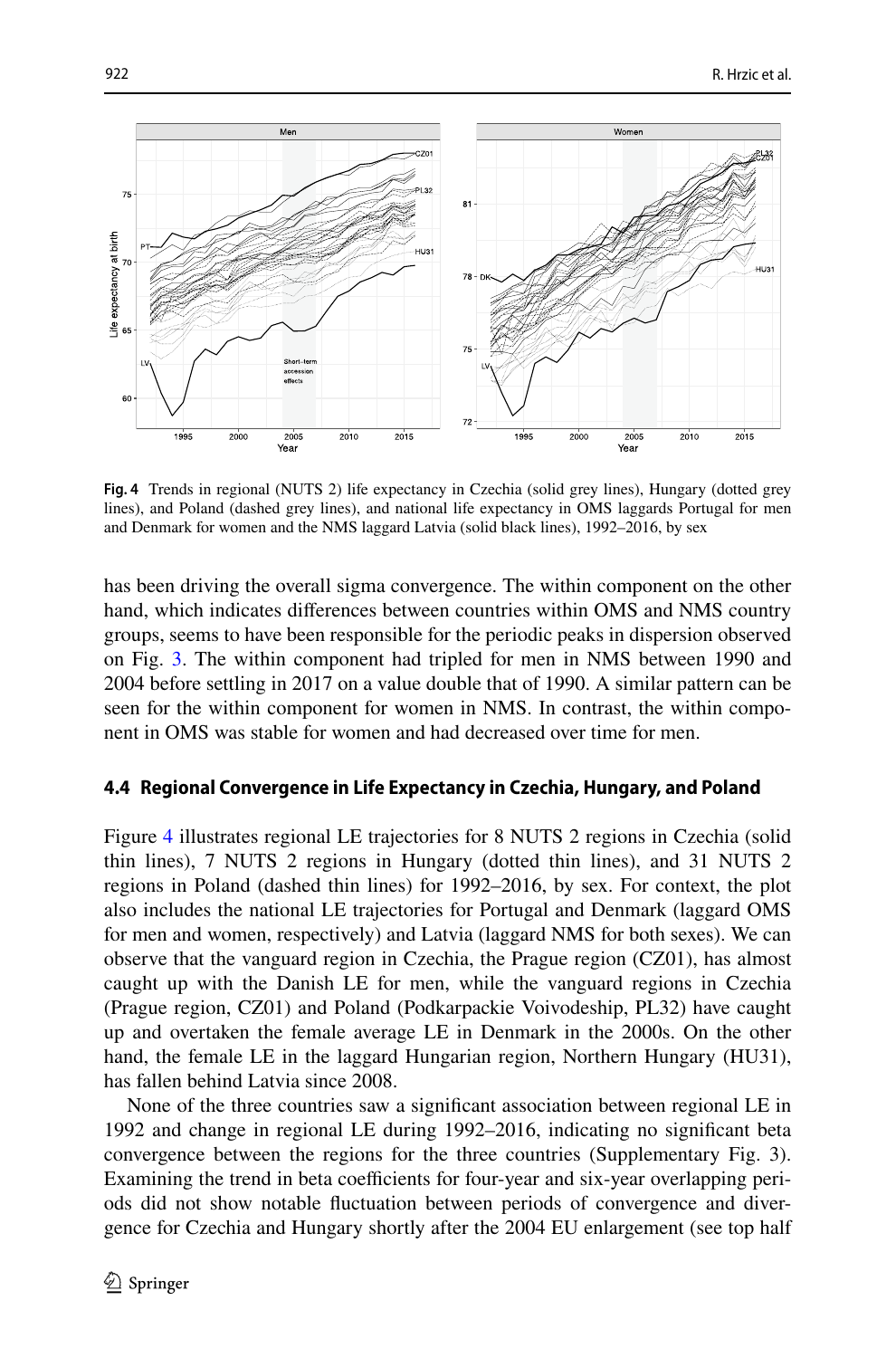**Fig. 4** Trends in regional (NUTS 2) life expectancy in Czechia (solid grey lines), Hungary (dotted grey lines), and Poland (dashed grey lines), and national life expectancy in OMS laggards Portugal for men and Denmark for women and the NMS laggard Latvia (solid black lines), 1992–2016, by sex

has been driving the overall sigma convergence. The within component on the other hand, which indicates differences between countries within OMS and NMS country groups, seems to have been responsible for the periodic peaks in dispersion observed on Fig. 3. The within component had tripled for men in NMS between 1990 and 2004 before settling in 2017 on a value double that of 1990. A similar pattern can be seen for the within component for women in NMS. In contrast, the within component in OMS was stable for women and had decreased over time for men.

### 4.4 Regional Convergence in Life Expectancy in Czechia, Hungary, and Poland

Figure 4 illustrates regional LE trajectories for 8 NUTS 2 regions in Czechia (solid thin lines), 7 NUTS 2 regions in Hungary (dotted thin lines), and 31 NUTS 2 regions in Poland (dashed thin lines) for 1992–2016, by sex. For context, the plot also includes the national LE trajectories for Portugal and Denmark (laggard OMS for men and women, respectively) and Latvia (laggard NMS for both sexes). We can observe that the vanguard region in Czechia, the Prague region (CZ01), has almost caught up with the Danish LE for men, while the vanguard regions in Czechia (Prague region, CZ01) and Poland (Podkarpackie Voivodeship, PL32) have caught up and overtaken the female average LE in Denmark in the 2000s. On the other hand, the female LE in the laggard Hungarian region, Northern Hungary (HU31), has fallen behind Latvia since 2008.

None of the three countries saw a significant association between regional LE in 1992 and change in regional LE during 1992–2016, indicating no significant beta convergence between the regions for the three countries (Supplementary Fig. 3). Examining the trend in beta coefficients for four-year and six-year overlapping periods did not show notable fluctuation between periods of convergence and divergence for Czechia and Hungary shortly after the 2004 EU enlargement (see top half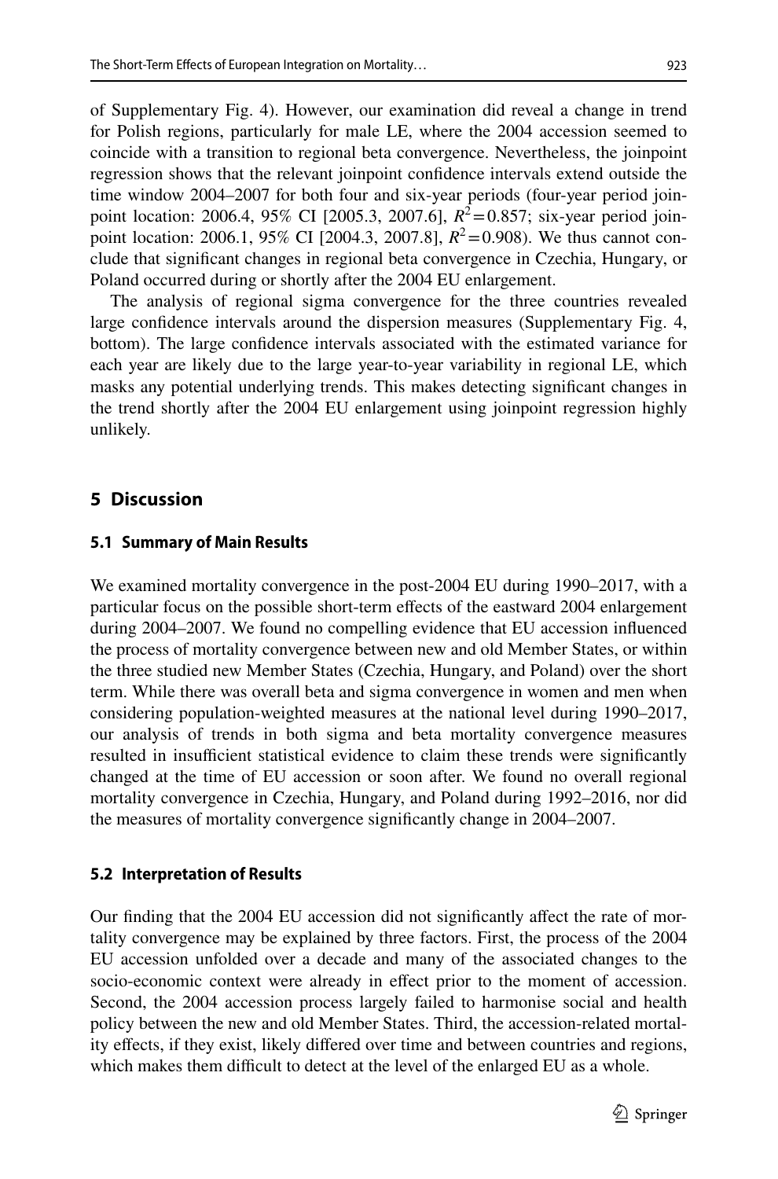of Supplementary Fig. 4). However, our examination did reveal a change in trend for Polish regions, particularly for male LE, where the 2004 accession seemed to coincide with a transition to regional beta convergence. Nevertheless, the joinpoint regression shows that the relevant joinpoint confidence intervals extend outside the time window 2004–2007 for both four and six-year periods (four-year period joinpoint location: 2006.4, 95% CI [2005.3, 2007.6], $R^2=0.857$; six-year period joinpoint location: 2006.1, 95% CI [2004.3, 2007.8], $R^2=0.908$). We thus cannot conclude that significant changes in regional beta convergence in Czechia, Hungary, or Poland occurred during or shortly after the 2004 EU enlargement.

The analysis of regional sigma convergence for the three countries revealed large confidence intervals around the dispersion measures (Supplementary Fig. 4, bottom). The large confidence intervals associated with the estimated variance for each year are likely due to the large year-to-year variability in regional LE, which masks any potential underlying trends. This makes detecting significant changes in the trend shortly after the 2004 EU enlargement using joinpoint regression highly unlikely.

## 5 Discussion

### 5.1 Summary of Main Results

We examined mortality convergence in the post-2004 EU during 1990–2017, with a particular focus on the possible short-term effects of the eastward 2004 enlargement during 2004–2007. We found no compelling evidence that EU accession influenced the process of mortality convergence between new and old Member States, or within the three studied new Member States (Czechia, Hungary, and Poland) over the short term. While there was overall beta and sigma convergence in women and men when considering population-weighted measures at the national level during 1990–2017, our analysis of trends in both sigma and beta mortality convergence measures resulted in insufficient statistical evidence to claim these trends were significantly changed at the time of EU accession or soon after. We found no overall regional mortality convergence in Czechia, Hungary, and Poland during 1992–2016, nor did the measures of mortality convergence significantly change in 2004–2007.

### 5.2 Interpretation of Results

Our finding that the 2004 EU accession did not significantly affect the rate of mortality convergence may be explained by three factors. First, the process of the 2004 EU accession unfolded over a decade and many of the associated changes to the socio-economic context were already in effect prior to the moment of accession. Second, the 2004 accession process largely failed to harmonise social and health policy between the new and old Member States. Third, the accession-related mortality effects, if they exist, likely differed over time and between countries and regions, which makes them difficult to detect at the level of the enlarged EU as a whole.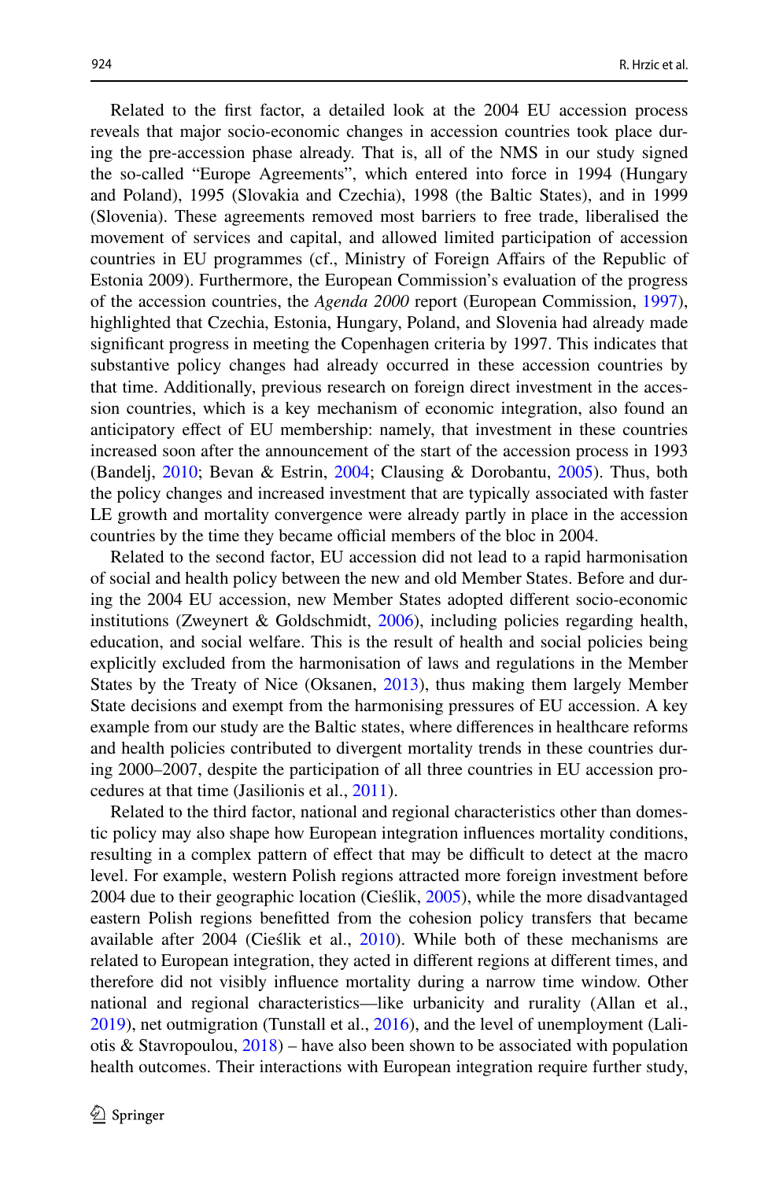Related to the first factor, a detailed look at the 2004 EU accession process reveals that major socio-economic changes in accession countries took place during the pre-accession phase already. That is, all of the NMS in our study signed the so-called "Europe Agreements", which entered into force in 1994 (Hungary and Poland), 1995 (Slovakia and Czechia), 1998 (the Baltic States), and in 1999 (Slovenia). These agreements removed most barriers to free trade, liberalised the movement of services and capital, and allowed limited participation of accession countries in EU programmes (cf., Ministry of Foreign Affairs of the Republic of Estonia 2009). Furthermore, the European Commission's evaluation of the progress of the accession countries, the *Agenda 2000* report (European Commission, 1997), highlighted that Czechia, Estonia, Hungary, Poland, and Slovenia had already made significant progress in meeting the Copenhagen criteria by 1997. This indicates that substantive policy changes had already occurred in these accession countries by that time. Additionally, previous research on foreign direct investment in the accession countries, which is a key mechanism of economic integration, also found an anticipatory effect of EU membership: namely, that investment in these countries increased soon after the announcement of the start of the accession process in 1993 (Bandelj, 2010; Bevan & Estrin, 2004; Clausing & Dorobantu, 2005). Thus, both the policy changes and increased investment that are typically associated with faster LE growth and mortality convergence were already partly in place in the accession countries by the time they became official members of the bloc in 2004.

Related to the second factor, EU accession did not lead to a rapid harmonisation of social and health policy between the new and old Member States. Before and during the 2004 EU accession, new Member States adopted different socio-economic institutions (Zweynert & Goldschmidt, 2006), including policies regarding health, education, and social welfare. This is the result of health and social policies being explicitly excluded from the harmonisation of laws and regulations in the Member States by the Treaty of Nice (Oksanen, 2013), thus making them largely Member State decisions and exempt from the harmonising pressures of EU accession. A key example from our study are the Baltic states, where differences in healthcare reforms and health policies contributed to divergent mortality trends in these countries during 2000–2007, despite the participation of all three countries in EU accession procedures at that time (Jasilionis et al., 2011).

Related to the third factor, national and regional characteristics other than domestic policy may also shape how European integration influences mortality conditions, resulting in a complex pattern of effect that may be difficult to detect at the macro level. For example, western Polish regions attracted more foreign investment before 2004 due to their geographic location (Cieślik, 2005), while the more disadvantaged eastern Polish regions benefitted from the cohesion policy transfers that became available after 2004 (Cieślik et al., 2010). While both of these mechanisms are related to European integration, they acted in different regions at different times, and therefore did not visibly influence mortality during a narrow time window. Other national and regional characteristics—like urbanicity and rurality (Allan et al., 2019), net outmigration (Tunstall et al., 2016), and the level of unemployment (Laliotis & Stavropoulou, 2018) – have also been shown to be associated with population health outcomes. Their interactions with European integration require further study,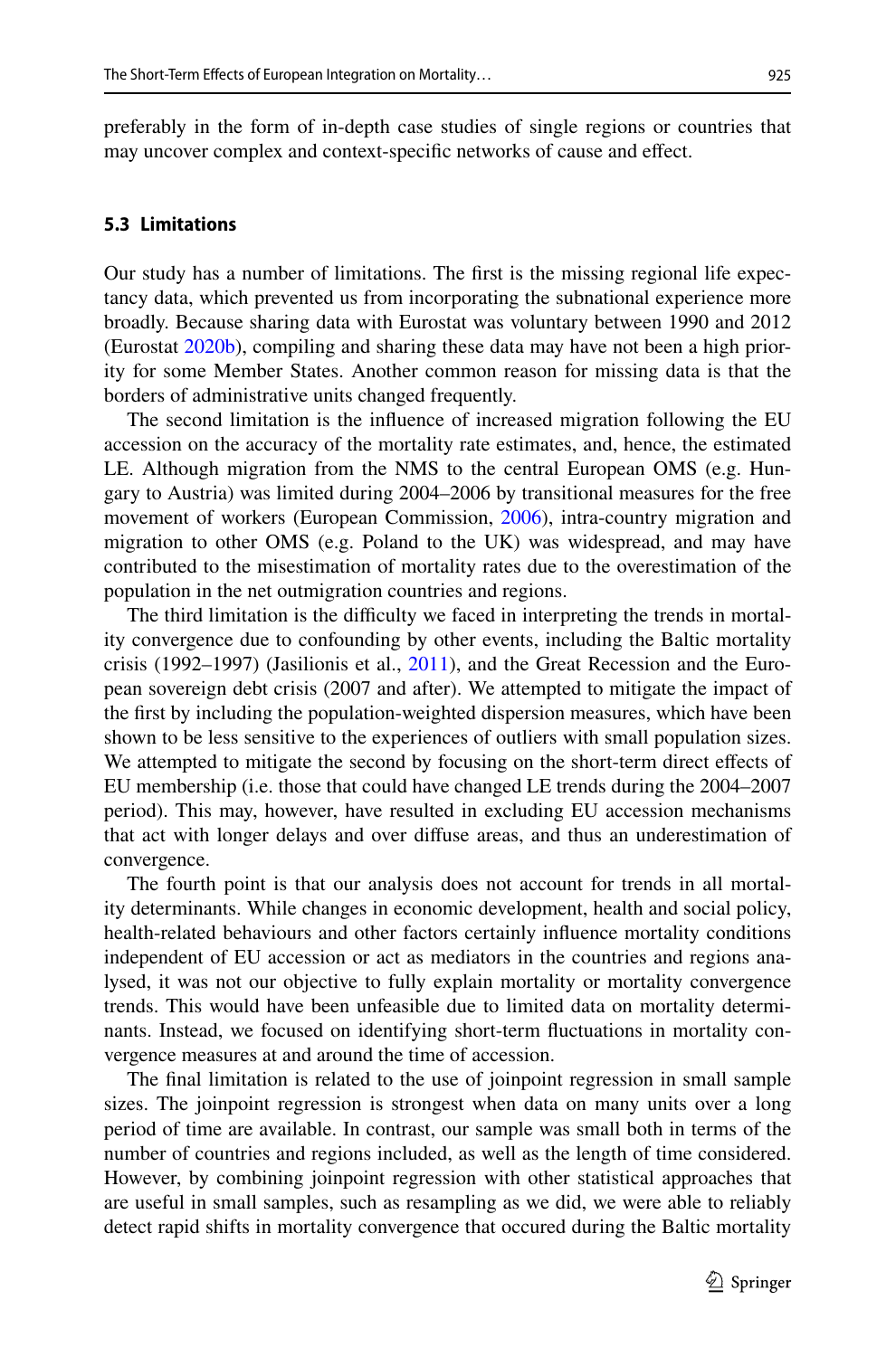preferably in the form of in-depth case studies of single regions or countries that may uncover complex and context-specific networks of cause and effect.

### 5.3 Limitations

Our study has a number of limitations. The first is the missing regional life expectancy data, which prevented us from incorporating the subnational experience more broadly. Because sharing data with Eurostat was voluntary between 1990 and 2012 (Eurostat 2020b), compiling and sharing these data may have not been a high priority for some Member States. Another common reason for missing data is that the borders of administrative units changed frequently.

The second limitation is the influence of increased migration following the EU accession on the accuracy of the mortality rate estimates, and, hence, the estimated LE. Although migration from the NMS to the central European OMS (e.g. Hungary to Austria) was limited during 2004–2006 by transitional measures for the free movement of workers (European Commission, 2006), intra-country migration and migration to other OMS (e.g. Poland to the UK) was widespread, and may have contributed to the misestimation of mortality rates due to the overestimation of the population in the net outmigration countries and regions.

The third limitation is the difficulty we faced in interpreting the trends in mortality convergence due to confounding by other events, including the Baltic mortality crisis (1992–1997) (Jasilionis et al., 2011), and the Great Recession and the European sovereign debt crisis (2007 and after). We attempted to mitigate the impact of the first by including the population-weighted dispersion measures, which have been shown to be less sensitive to the experiences of outliers with small population sizes. We attempted to mitigate the second by focusing on the short-term direct effects of EU membership (i.e. those that could have changed LE trends during the 2004–2007 period). This may, however, have resulted in excluding EU accession mechanisms that act with longer delays and over diffuse areas, and thus an underestimation of convergence.

The fourth point is that our analysis does not account for trends in all mortality determinants. While changes in economic development, health and social policy, health-related behaviours and other factors certainly influence mortality conditions independent of EU accession or act as mediators in the countries and regions analysed, it was not our objective to fully explain mortality or mortality convergence trends. This would have been unfeasible due to limited data on mortality determinants. Instead, we focused on identifying short-term fluctuations in mortality convergence measures at and around the time of accession.

The final limitation is related to the use of joinpoint regression in small sample sizes. The joinpoint regression is strongest when data on many units over a long period of time are available. In contrast, our sample was small both in terms of the number of countries and regions included, as well as the length of time considered. However, by combining joinpoint regression with other statistical approaches that are useful in small samples, such as resampling as we did, we were able to reliably detect rapid shifts in mortality convergence that occured during the Baltic mortality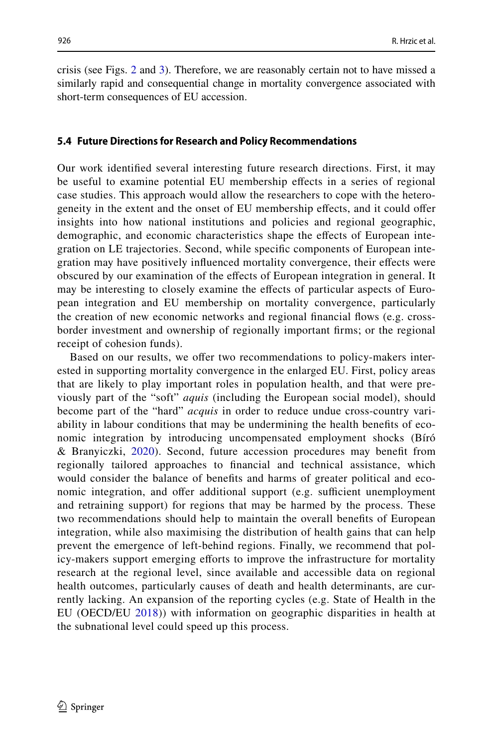crisis (see Figs. 2 and 3). Therefore, we are reasonably certain not to have missed a similarly rapid and consequential change in mortality convergence associated with short-term consequences of EU accession.

### 5.4 Future Directions for Research and Policy Recommendations

Our work identified several interesting future research directions. First, it may be useful to examine potential EU membership effects in a series of regional case studies. This approach would allow the researchers to cope with the heterogeneity in the extent and the onset of EU membership effects, and it could offer insights into how national institutions and policies and regional geographic, demographic, and economic characteristics shape the effects of European integration on LE trajectories. Second, while specific components of European integration may have positively influenced mortality convergence, their effects were obscured by our examination of the effects of European integration in general. It may be interesting to closely examine the effects of particular aspects of European integration and EU membership on mortality convergence, particularly the creation of new economic networks and regional financial flows (e.g. cross-border investment and ownership of regionally important firms; or the regional receipt of cohesion funds).

Based on our results, we offer two recommendations to policy-makers interested in supporting mortality convergence in the enlarged EU. First, policy areas that are likely to play important roles in population health, and that were previously part of the "soft" *aquis* (including the European social model), should become part of the "hard" *acquis* in order to reduce undue cross-country variability in labour conditions that may be undermining the health benefits of economic integration by introducing uncompensated employment shocks (Bíró & Branyiczki, 2020). Second, future accession procedures may benefit from regionally tailored approaches to financial and technical assistance, which would consider the balance of benefits and harms of greater political and economic integration, and offer additional support (e.g. sufficient unemployment and retraining support) for regions that may be harmed by the process. These two recommendations should help to maintain the overall benefits of European integration, while also maximising the distribution of health gains that can help prevent the emergence of left-behind regions. Finally, we recommend that policy-makers support emerging efforts to improve the infrastructure for mortality research at the regional level, since available and accessible data on regional health outcomes, particularly causes of death and health determinants, are currently lacking. An expansion of the reporting cycles (e.g. State of Health in the EU (OECD/EU 2018)) with information on geographic disparities in health at the subnational level could speed up this process.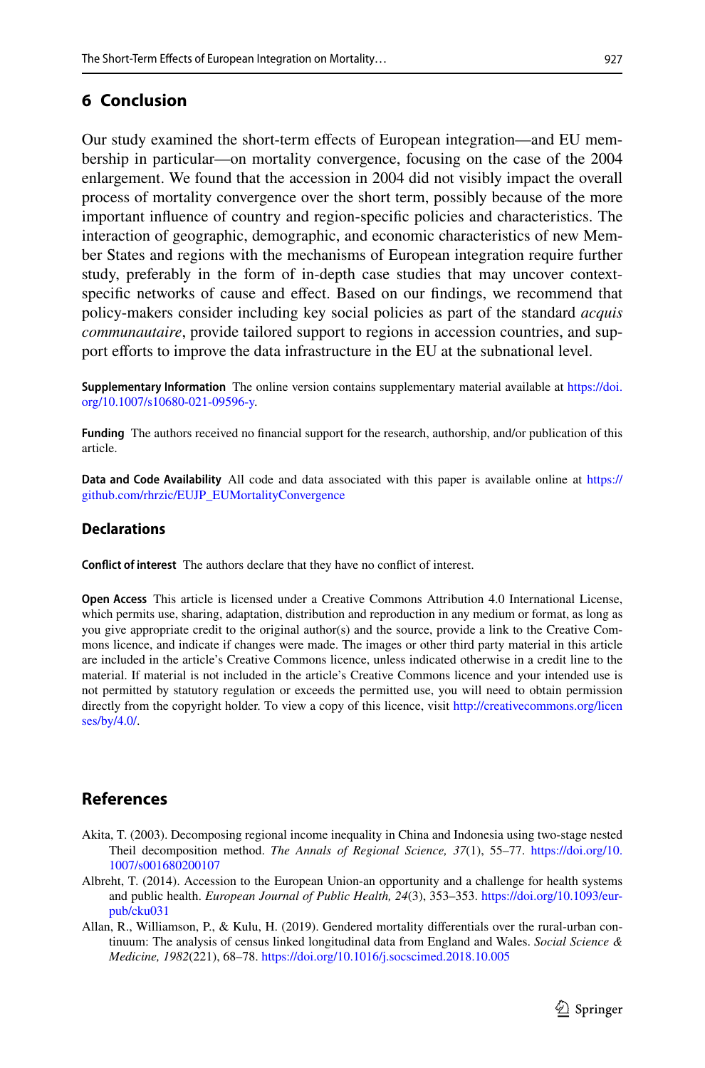## 6 Conclusion

Our study examined the short-term effects of European integration—and EU membership in particular—on mortality convergence, focusing on the case of the 2004 enlargement. We found that the accession in 2004 did not visibly impact the overall process of mortality convergence over the short term, possibly because of the more important influence of country and region-specific policies and characteristics. The interaction of geographic, demographic, and economic characteristics of new Member States and regions with the mechanisms of European integration require further study, preferably in the form of in-depth case studies that may uncover context-specific networks of cause and effect. Based on our findings, we recommend that policy-makers consider including key social policies as part of the standard *acquis communautaire*, provide tailored support to regions in accession countries, and support efforts to improve the data infrastructure in the EU at the subnational level.

**Supplementary Information** The online version contains supplementary material available at https://doi.org/10.1007/s10680-021-09596-y.

**Funding** The authors received no financial support for the research, authorship, and/or publication of this article.

**Data and Code Availability** All code and data associated with this paper is available online at https://github.com/rhrzic/EUJP_EUMortalityConvergence

### Declarations

**Conflict of interest** The authors declare that they have no conflict of interest.

**Open Access** This article is licensed under a Creative Commons Attribution 4.0 International License, which permits use, sharing, adaptation, distribution and reproduction in any medium or format, as long as you give appropriate credit to the original author(s) and the source, provide a link to the Creative Commons licence, and indicate if changes were made. The images or other third party material in this article are included in the article's Creative Commons licence, unless indicated otherwise in a credit line to the material. If material is not included in the article's Creative Commons licence and your intended use is not permitted by statutory regulation or exceeds the permitted use, you will need to obtain permission directly from the copyright holder. To view a copy of this licence, visit http://creativecommons.org/licenses/by/4.0/.

## References

Akita, T. (2003). Decomposing regional income inequality in China and Indonesia using two-stage nested Theil decomposition method. *The Annals of Regional Science, 37*(1), 55–77. https://doi.org/10.1007/s001680200107

Albreht, T. (2014). Accession to the European Union-an opportunity and a challenge for health systems and public health. *European Journal of Public Health, 24*(3), 353–353. https://doi.org/10.1093/eurpub/cku031

Allan, R., Williamson, P., & Kulu, H. (2019). Gendered mortality differentials over the rural-urban continuum: The analysis of census linked longitudinal data from England and Wales. *Social Science & Medicine, 1982*(221), 68–78. https://doi.org/10.1016/j.socscimed.2018.10.005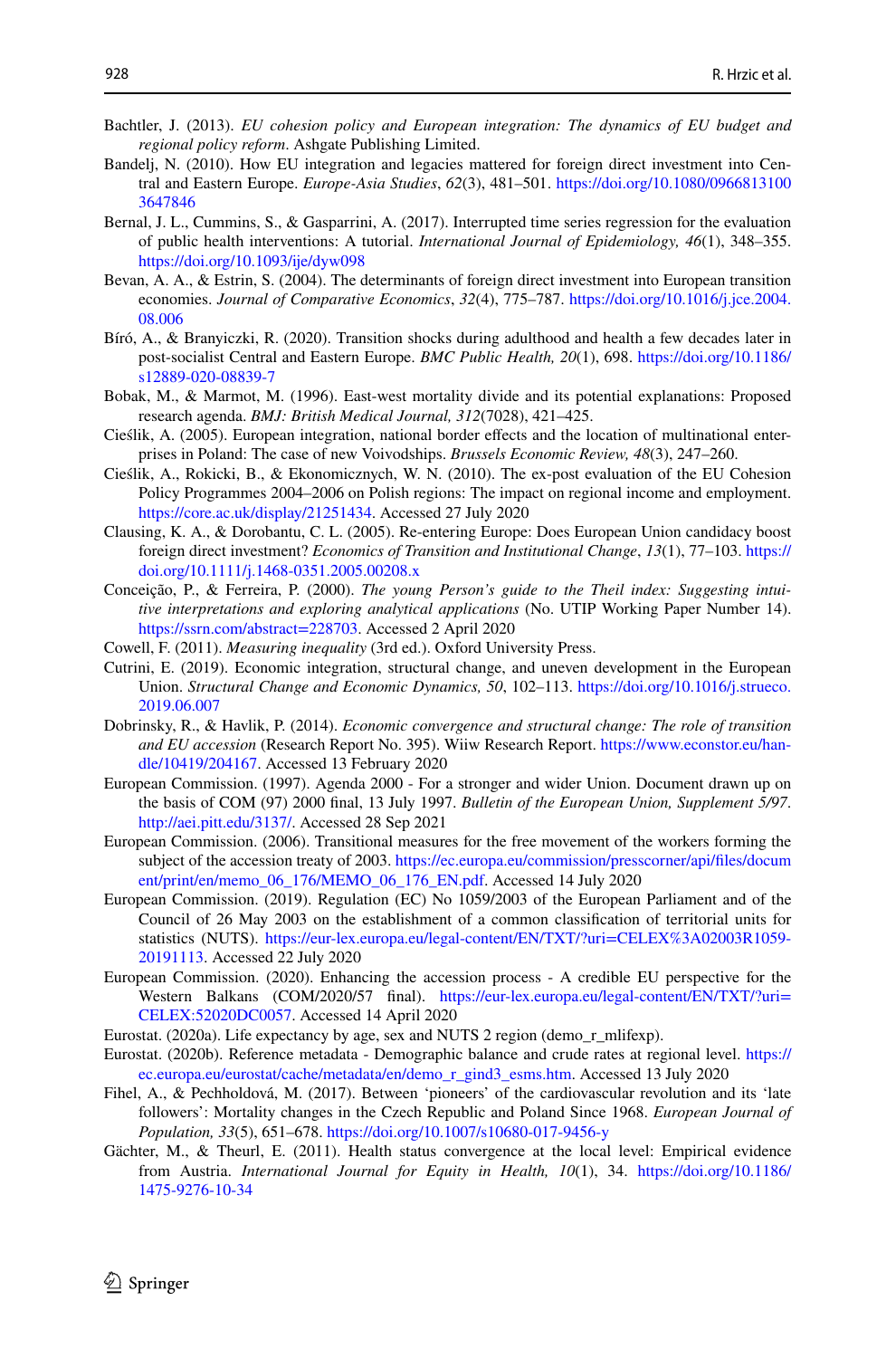Bachtler, J. (2013). *EU cohesion policy and European integration: The dynamics of EU budget and regional policy reform*. Ashgate Publishing Limited.

Bandelj, N. (2010). How EU integration and legacies mattered for foreign direct investment into Central and Eastern Europe. *Europe-Asia Studies*, *62*(3), 481–501. https://doi.org/10.1080/09668131003647846

Bernal, J. L., Cummins, S., & Gasparrini, A. (2017). Interrupted time series regression for the evaluation of public health interventions: A tutorial. *International Journal of Epidemiology, 46*(1), 348–355. https://doi.org/10.1093/ije/dyw098

Bevan, A. A., & Estrin, S. (2004). The determinants of foreign direct investment into European transition economies. *Journal of Comparative Economics*, *32*(4), 775–787. https://doi.org/10.1016/j.jce.2004.08.006

Bíró, A., & Branyiczki, R. (2020). Transition shocks during adulthood and health a few decades later in post-socialist Central and Eastern Europe. *BMC Public Health, 20*(1), 698. https://doi.org/10.1186/s12889-020-08839-7

Bobak, M., & Marmot, M. (1996). East-west mortality divide and its potential explanations: Proposed research agenda. *BMJ: British Medical Journal, 312*(7028), 421–425.

Cieślik, A. (2005). European integration, national border effects and the location of multinational enterprises in Poland: The case of new Voivodships. *Brussels Economic Review, 48*(3), 247–260.

Cieślik, A., Rokicki, B., & Ekonomicznych, W. N. (2010). The ex-post evaluation of the EU Cohesion Policy Programmes 2004–2006 on Polish regions: The impact on regional income and employment. https://core.ac.uk/display/21251434. Accessed 27 July 2020

Clausing, K. A., & Dorobantu, C. L. (2005). Re-entering Europe: Does European Union candidacy boost foreign direct investment? *Economics of Transition and Institutional Change*, *13*(1), 77–103. https://doi.org/10.1111/j.1468-0351.2005.00208.x

Conceição, P., & Ferreira, P. (2000). *The young Person's guide to the Theil index: Suggesting intuitive interpretations and exploring analytical applications* (No. UTIP Working Paper Number 14). https://ssrn.com/abstract=228703. Accessed 2 April 2020

Cowell, F. (2011). *Measuring inequality* (3rd ed.). Oxford University Press.

Cutrini, E. (2019). Economic integration, structural change, and uneven development in the European Union. *Structural Change and Economic Dynamics, 50*, 102–113. https://doi.org/10.1016/j.strueco.2019.06.007

Dobrinsky, R., & Havlik, P. (2014). *Economic convergence and structural change: The role of transition and EU accession* (Research Report No. 395). Wiiw Research Report. https://www.econstor.eu/handle/10419/204167. Accessed 13 February 2020

European Commission. (1997). Agenda 2000 - For a stronger and wider Union. Document drawn up on the basis of COM (97) 2000 final, 13 July 1997. *Bulletin of the European Union, Supplement 5/97*. http://aei.pitt.edu/3137/. Accessed 28 Sep 2021

European Commission. (2006). Transitional measures for the free movement of the workers forming the subject of the accession treaty of 2003. https://ec.europa.eu/commission/presscorner/api/files/document/print/en/memo_06_176/MEMO_06_176_EN.pdf. Accessed 14 July 2020

European Commission. (2019). Regulation (EC) No 1059/2003 of the European Parliament and of the Council of 26 May 2003 on the establishment of a common classification of territorial units for statistics (NUTS). https://eur-lex.europa.eu/legal-content/EN/TXT/?uri=CELEX%3A02003R1059-20191113. Accessed 22 July 2020

European Commission. (2020). Enhancing the accession process - A credible EU perspective for the Western Balkans (COM/2020/57 final). https://eur-lex.europa.eu/legal-content/EN/TXT/?uri=CELEX:52020DC0057. Accessed 14 April 2020

Eurostat. (2020a). Life expectancy by age, sex and NUTS 2 region (demo_r_mlifexp).

Eurostat. (2020b). Reference metadata - Demographic balance and crude rates at regional level. https://ec.europa.eu/eurostat/cache/metadata/en/demo_r_gind3_esms.htm. Accessed 13 July 2020

Fihel, A., & Pechholdová, M. (2017). Between 'pioneers' of the cardiovascular revolution and its 'late followers': Mortality changes in the Czech Republic and Poland Since 1968. *European Journal of Population, 33*(5), 651–678. https://doi.org/10.1007/s10680-017-9456-y

Gächter, M., & Theurl, E. (2011). Health status convergence at the local level: Empirical evidence from Austria. *International Journal for Equity in Health, 10*(1), 34. https://doi.org/10.1186/1475-9276-10-34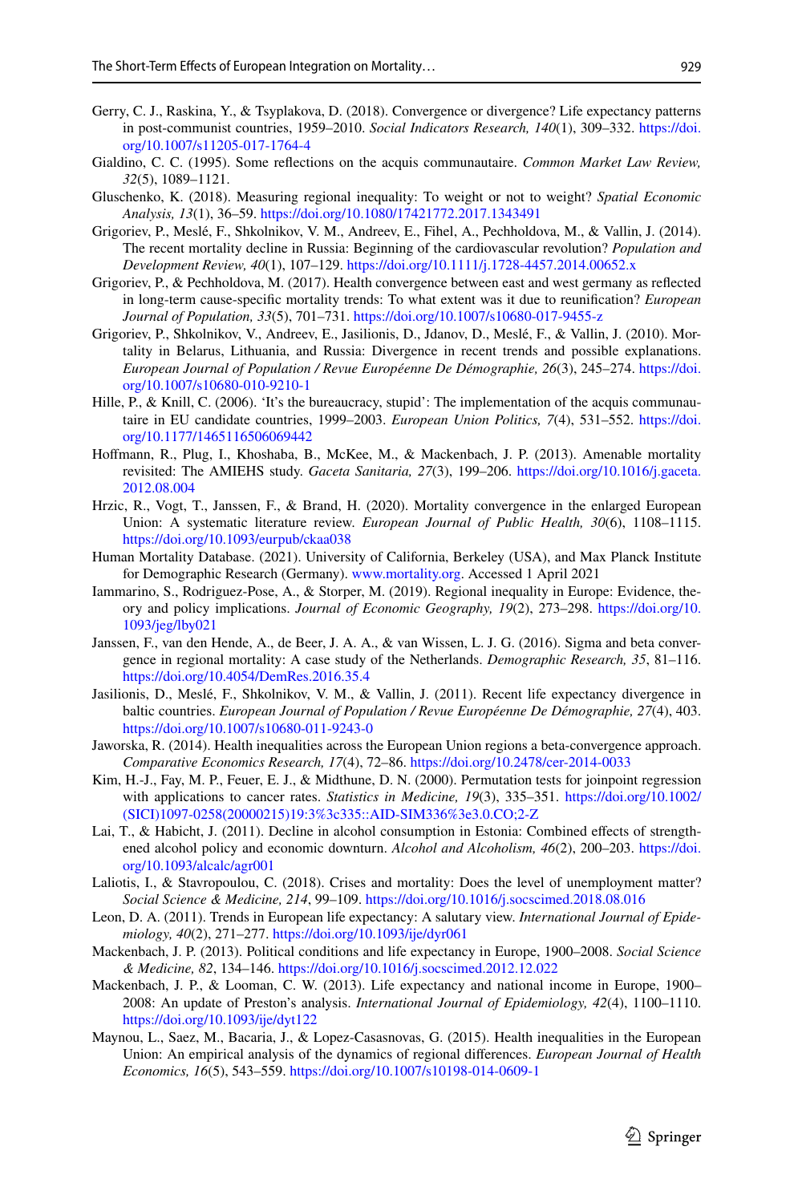Gerry, C. J., Raskina, Y., & Tsyplakova, D. (2018). Convergence or divergence? Life expectancy patterns in post-communist countries, 1959–2010. *Social Indicators Research, 140*(1), 309–332. https://doi.org/10.1007/s11205-017-1764-4

Gialdino, C. C. (1995). Some reflections on the acquis communautaire. *Common Market Law Review, 32*(5), 1089–1121.

Gluschenko, K. (2018). Measuring regional inequality: To weight or not to weight? *Spatial Economic Analysis, 13*(1), 36–59. https://doi.org/10.1080/17421772.2017.1343491

Grigoriev, P., Meslé, F., Shkolnikov, V. M., Andreev, E., Fihel, A., Pechholdova, M., & Vallin, J. (2014). The recent mortality decline in Russia: Beginning of the cardiovascular revolution? *Population and Development Review, 40*(1), 107–129. https://doi.org/10.1111/j.1728-4457.2014.00652.x

Grigoriev, P., & Pechholdova, M. (2017). Health convergence between east and west germany as reflected in long-term cause-specific mortality trends: To what extent was it due to reunification? *European Journal of Population, 33*(5), 701–731. https://doi.org/10.1007/s10680-017-9455-z

Grigoriev, P., Shkolnikov, V., Andreev, E., Jasilionis, D., Jdanov, D., Meslé, F., & Vallin, J. (2010). Mortality in Belarus, Lithuania, and Russia: Divergence in recent trends and possible explanations. *European Journal of Population / Revue Européenne De Démographie, 26*(3), 245–274. https://doi.org/10.1007/s10680-010-9210-1

Hille, P., & Knill, C. (2006). 'It's the bureaucracy, stupid': The implementation of the acquis communautaire in EU candidate countries, 1999–2003. *European Union Politics, 7*(4), 531–552. https://doi.org/10.1177/1465116506069442

Hoffmann, R., Plug, I., Khoshaba, B., McKee, M., & Mackenbach, J. P. (2013). Amenable mortality revisited: The AMIEHS study. *Gaceta Sanitaria, 27*(3), 199–206. https://doi.org/10.1016/j.gaceta.2012.08.004

Hrzic, R., Vogt, T., Janssen, F., & Brand, H. (2020). Mortality convergence in the enlarged European Union: A systematic literature review. *European Journal of Public Health, 30*(6), 1108–1115. https://doi.org/10.1093/eurpub/ckaa038

Human Mortality Database. (2021). University of California, Berkeley (USA), and Max Planck Institute for Demographic Research (Germany). www.mortality.org. Accessed 1 April 2021

Iammarino, S., Rodriguez-Pose, A., & Storper, M. (2019). Regional inequality in Europe: Evidence, theory and policy implications. *Journal of Economic Geography, 19*(2), 273–298. https://doi.org/10.1093/jeg/lby021

Janssen, F., van den Hende, A., de Beer, J. A. A., & van Wissen, L. J. G. (2016). Sigma and beta convergence in regional mortality: A case study of the Netherlands. *Demographic Research, 35*, 81–116. https://doi.org/10.4054/DemRes.2016.35.4

Jasilionis, D., Meslé, F., Shkolnikov, V. M., & Vallin, J. (2011). Recent life expectancy divergence in baltic countries. *European Journal of Population / Revue Européenne De Démographie, 27*(4), 403. https://doi.org/10.1007/s10680-011-9243-0

Jaworska, R. (2014). Health inequalities across the European Union regions a beta-convergence approach. *Comparative Economics Research, 17*(4), 72–86. https://doi.org/10.2478/cer-2014-0033

Kim, H.-J., Fay, M. P., Feuer, E. J., & Midthune, D. N. (2000). Permutation tests for joinpoint regression with applications to cancer rates. *Statistics in Medicine, 19*(3), 335–351. https://doi.org/10.1002/(SICI)1097-0258(20000215)19:3%3c335::AID-SIM336%3e3.0.CO;2-Z

Lai, T., & Habicht, J. (2011). Decline in alcohol consumption in Estonia: Combined effects of strengthened alcohol policy and economic downturn. *Alcohol and Alcoholism, 46*(2), 200–203. https://doi.org/10.1093/alcalc/agr001

Laliotis, I., & Stavropoulou, C. (2018). Crises and mortality: Does the level of unemployment matter? *Social Science & Medicine, 214*, 99–109. https://doi.org/10.1016/j.socscimed.2018.08.016

Leon, D. A. (2011). Trends in European life expectancy: A salutary view. *International Journal of Epidemiology, 40*(2), 271–277. https://doi.org/10.1093/ije/dyr061

Mackenbach, J. P. (2013). Political conditions and life expectancy in Europe, 1900–2008. *Social Science & Medicine, 82*, 134–146. https://doi.org/10.1016/j.socscimed.2012.12.022

Mackenbach, J. P., & Looman, C. W. (2013). Life expectancy and national income in Europe, 1900–2008: An update of Preston's analysis. *International Journal of Epidemiology, 42*(4), 1100–1110. https://doi.org/10.1093/ije/dyt122

Maynou, L., Saez, M., Bacaria, J., & Lopez-Casasnovas, G. (2015). Health inequalities in the European Union: An empirical analysis of the dynamics of regional differences. *European Journal of Health Economics, 16*(5), 543–559. https://doi.org/10.1007/s10198-014-0609-1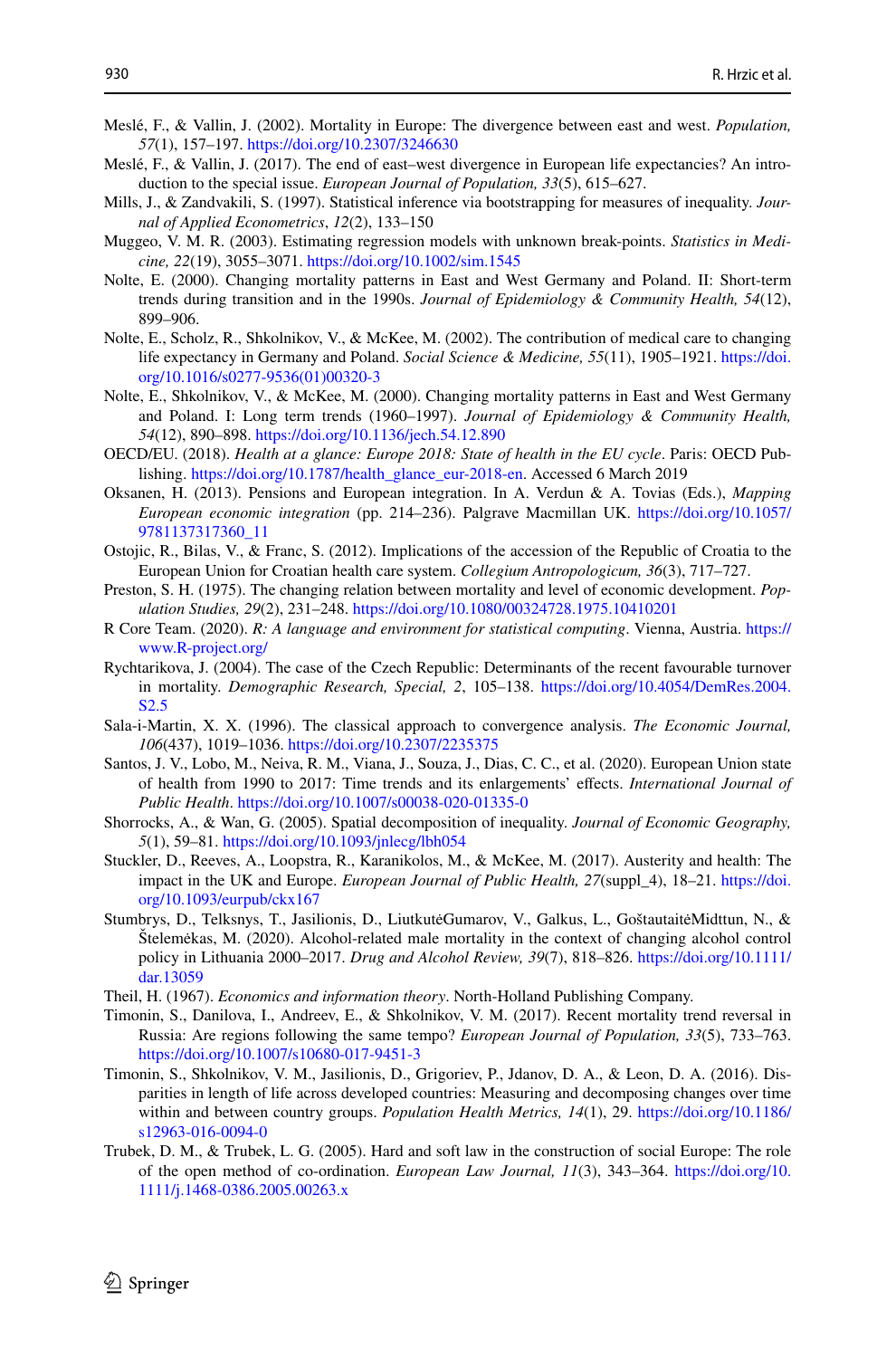Meslé, F., & Vallin, J. (2002). Mortality in Europe: The divergence between east and west. *Population, 57*(1), 157–197. https://doi.org/10.2307/3246630

Meslé, F., & Vallin, J. (2017). The end of east–west divergence in European life expectancies? An introduction to the special issue. *European Journal of Population, 33*(5), 615–627.

Mills, J., & Zandvakili, S. (1997). Statistical inference via bootstrapping for measures of inequality. *Journal of Applied Econometrics*, *12*(2), 133–150

Muggeo, V. M. R. (2003). Estimating regression models with unknown break-points. *Statistics in Medicine, 22*(19), 3055–3071. https://doi.org/10.1002/sim.1545

Nolte, E. (2000). Changing mortality patterns in East and West Germany and Poland. II: Short-term trends during transition and in the 1990s. *Journal of Epidemiology & Community Health, 54*(12), 899–906.

Nolte, E., Scholz, R., Shkolnikov, V., & McKee, M. (2002). The contribution of medical care to changing life expectancy in Germany and Poland. *Social Science & Medicine, 55*(11), 1905–1921. https://doi.org/10.1016/s0277-9536(01)00320-3

Nolte, E., Shkolnikov, V., & McKee, M. (2000). Changing mortality patterns in East and West Germany and Poland. I: Long term trends (1960–1997). *Journal of Epidemiology & Community Health, 54*(12), 890–898. https://doi.org/10.1136/jech.54.12.890

OECD/EU. (2018). *Health at a glance: Europe 2018: State of health in the EU cycle*. Paris: OECD Publishing. https://doi.org/10.1787/health_glance_eur-2018-en. Accessed 6 March 2019

Oksanen, H. (2013). Pensions and European integration. In A. Verdun & A. Tovias (Eds.), *Mapping European economic integration* (pp. 214–236). Palgrave Macmillan UK. https://doi.org/10.1057/9781137317360_11

Ostojic, R., Bilas, V., & Franc, S. (2012). Implications of the accession of the Republic of Croatia to the European Union for Croatian health care system. *Collegium Antropologicum, 36*(3), 717–727.

Preston, S. H. (1975). The changing relation between mortality and level of economic development. *Population Studies, 29*(2), 231–248. https://doi.org/10.1080/00324728.1975.10410201

R Core Team. (2020). *R: A language and environment for statistical computing*. Vienna, Austria. https://www.R-project.org/

Rychtarikova, J. (2004). The case of the Czech Republic: Determinants of the recent favourable turnover in mortality. *Demographic Research, Special, 2*, 105–138. https://doi.org/10.4054/DemRes.2004.S2.5

Sala-i-Martin, X. X. (1996). The classical approach to convergence analysis. *The Economic Journal, 106*(437), 1019–1036. https://doi.org/10.2307/2235375

Santos, J. V., Lobo, M., Neiva, R. M., Viana, J., Souza, J., Dias, C. C., et al. (2020). European Union state of health from 1990 to 2017: Time trends and its enlargements' effects. *International Journal of Public Health*. https://doi.org/10.1007/s00038-020-01335-0

Shorrocks, A., & Wan, G. (2005). Spatial decomposition of inequality. *Journal of Economic Geography, 5*(1), 59–81. https://doi.org/10.1093/jnlecg/lbh054

Stuckler, D., Reeves, A., Loopstra, R., Karanikolos, M., & McKee, M. (2017). Austerity and health: The impact in the UK and Europe. *European Journal of Public Health, 27*(suppl_4), 18–21. https://doi.org/10.1093/eurpub/ckx167

Stumbrys, D., Telksnys, T., Jasilionis, D., LiutkutėGumarov, V., Galkus, L., GoštautaitėMidttun, N., & Štelemėkas, M. (2020). Alcohol-related male mortality in the context of changing alcohol control policy in Lithuania 2000–2017. *Drug and Alcohol Review, 39*(7), 818–826. https://doi.org/10.1111/dar.13059

Theil, H. (1967). *Economics and information theory*. North-Holland Publishing Company.

Timonin, S., Danilova, I., Andreev, E., & Shkolnikov, V. M. (2017). Recent mortality trend reversal in Russia: Are regions following the same tempo? *European Journal of Population, 33*(5), 733–763. https://doi.org/10.1007/s10680-017-9451-3

Timonin, S., Shkolnikov, V. M., Jasilionis, D., Grigoriev, P., Jdanov, D. A., & Leon, D. A. (2016). Disparities in length of life across developed countries: Measuring and decomposing changes over time within and between country groups. *Population Health Metrics, 14*(1), 29. https://doi.org/10.1186/s12963-016-0094-0

Trubek, D. M., & Trubek, L. G. (2005). Hard and soft law in the construction of social Europe: The role of the open method of co-ordination. *European Law Journal, 11*(3), 343–364. https://doi.org/10.1111/j.1468-0386.2005.00263.x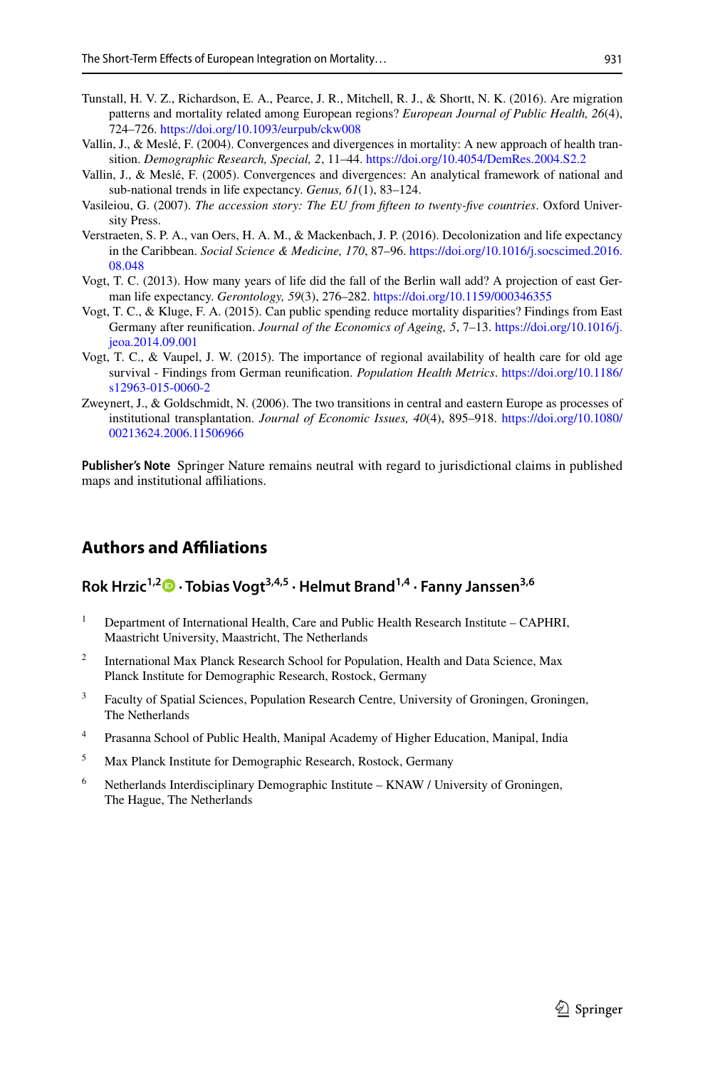Tunstall, H. V. Z., Richardson, E. A., Pearce, J. R., Mitchell, R. J., & Shortt, N. K. (2016). Are migration patterns and mortality related among European regions? *European Journal of Public Health, 26*(4), 724–726. https://doi.org/10.1093/eurpub/ckw008

Vallin, J., & Meslé, F. (2004). Convergences and divergences in mortality: A new approach of health transition. *Demographic Research, Special, 2*, 11–44. https://doi.org/10.4054/DemRes.2004.S2.2

Vallin, J., & Meslé, F. (2005). Convergences and divergences: An analytical framework of national and sub-national trends in life expectancy. *Genus, 61*(1), 83–124.

Vasileiou, G. (2007). *The accession story: The EU from fifteen to twenty-five countries*. Oxford University Press.

Verstraeten, S. P. A., van Oers, H. A. M., & Mackenbach, J. P. (2016). Decolonization and life expectancy in the Caribbean. *Social Science & Medicine, 170*, 87–96. https://doi.org/10.1016/j.socscimed.2016.08.048

Vogt, T. C. (2013). How many years of life did the fall of the Berlin wall add? A projection of east German life expectancy. *Gerontology, 59*(3), 276–282. https://doi.org/10.1159/000346355

Vogt, T. C., & Kluge, F. A. (2015). Can public spending reduce mortality disparities? Findings from East Germany after reunification. *Journal of the Economics of Ageing, 5*, 7–13. https://doi.org/10.1016/j.jeoa.2014.09.001

Vogt, T. C., & Vaupel, J. W. (2015). The importance of regional availability of health care for old age survival - Findings from German reunification. *Population Health Metrics*. https://doi.org/10.1186/s12963-015-0060-2

Zweynert, J., & Goldschmidt, N. (2006). The two transitions in central and eastern Europe as processes of institutional transplantation. *Journal of Economic Issues, 40*(4), 895–918. https://doi.org/10.1080/00213624.2006.11506966

**Publisher's Note** Springer Nature remains neutral with regard to jurisdictional claims in published maps and institutional affiliations.

## Authors and Affiliations

### Rok Hrzic[1,2] · Tobias Vogt[3,4,5] · Helmut Brand[1,4] · Fanny Janssen[3,6]

[1] Department of International Health, Care and Public Health Research Institute – CAPHRI, Maastricht University, Maastricht, The Netherlands

[2] International Max Planck Research School for Population, Health and Data Science, Max Planck Institute for Demographic Research, Rostock, Germany

[3] Faculty of Spatial Sciences, Population Research Centre, University of Groningen, Groningen, The Netherlands

[4] Prasanna School of Public Health, Manipal Academy of Higher Education, Manipal, India

[5] Max Planck Institute for Demographic Research, Rostock, Germany

[6] Netherlands Interdisciplinary Demographic Institute – KNAW / University of Groningen, The Hague, The Netherlands